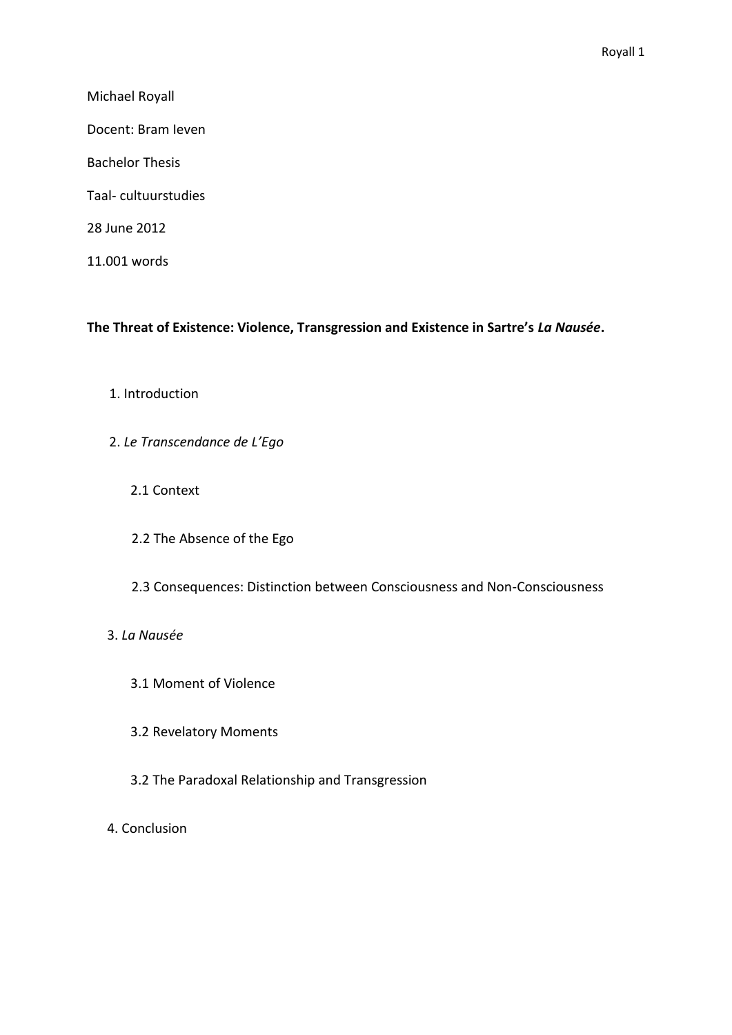Michael Royall

Docent: Bram Ieven

Bachelor Thesis

Taal- cultuurstudies

28 June 2012

11.001 words

**The Threat of Existence: Violence, Transgression and Existence in Sartre's *La Nausée*.**

1. Introduction
2. *Le Transcendance de L'Ego*
    - 2.1 Context
    - 2.2 The Absence of the Ego
    - 2.3 Consequences: Distinction between Consciousness and Non-Consciousness
3. *La Nausée*
    - 3.1 Moment of Violence
    - 3.2 Revelatory Moments
    - 3.2 The Paradoxal Relationship and Transgression
4. Conclusion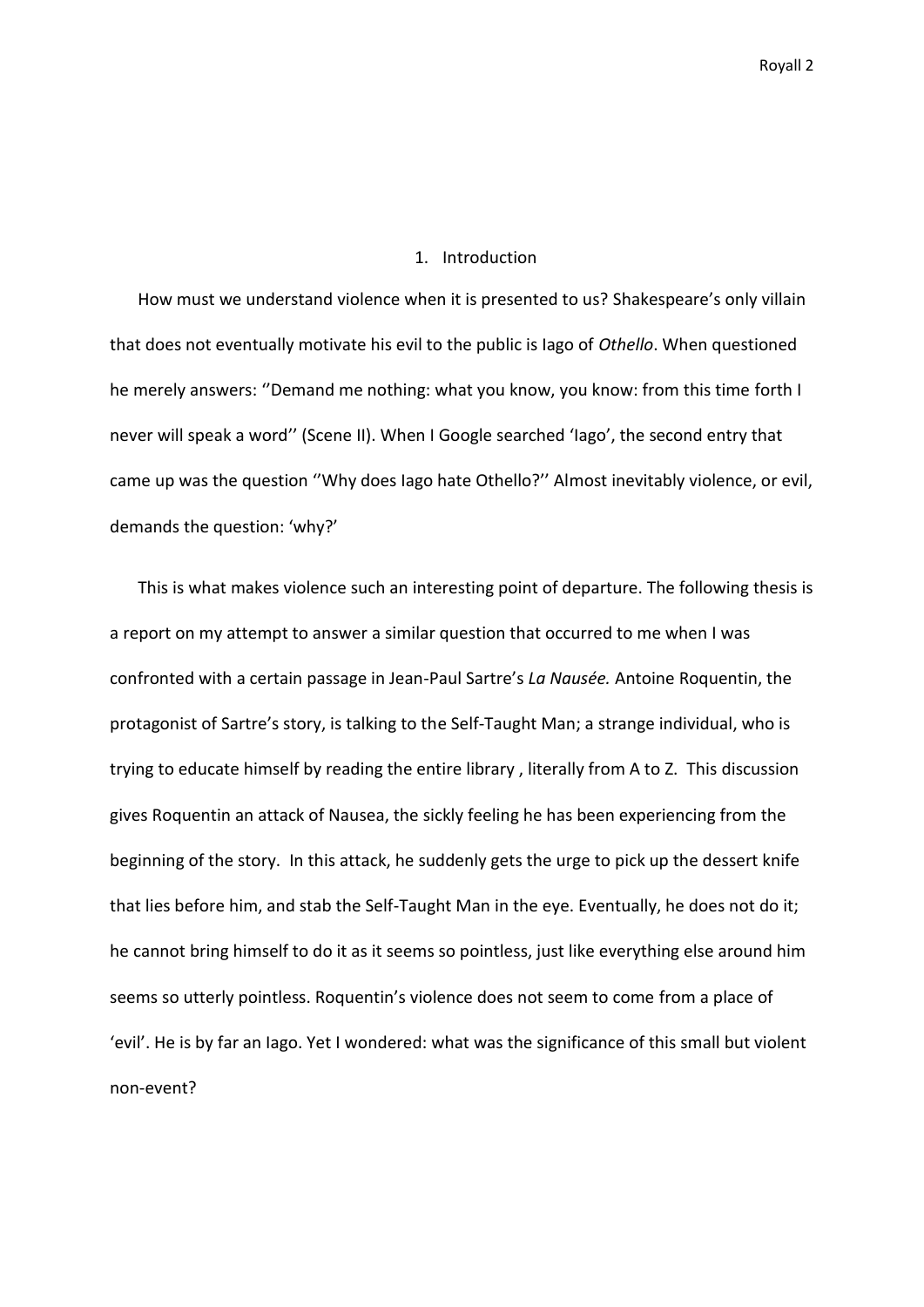## 1. Introduction

How must we understand violence when it is presented to us? Shakespeare's only villain that does not eventually motivate his evil to the public is Iago of *Othello*. When questioned he merely answers: ''Demand me nothing: what you know, you know: from this time forth I never will speak a word'' (Scene II). When I Google searched 'Iago', the second entry that came up was the question ''Why does Iago hate Othello?'' Almost inevitably violence, or evil, demands the question: 'why?'

This is what makes violence such an interesting point of departure. The following thesis is a report on my attempt to answer a similar question that occurred to me when I was confronted with a certain passage in Jean-Paul Sartre's *La Nausée.* Antoine Roquentin, the protagonist of Sartre's story, is talking to the Self-Taught Man; a strange individual, who is trying to educate himself by reading the entire library , literally from A to Z. This discussion gives Roquentin an attack of Nausea, the sickly feeling he has been experiencing from the beginning of the story. In this attack, he suddenly gets the urge to pick up the dessert knife that lies before him, and stab the Self-Taught Man in the eye. Eventually, he does not do it; he cannot bring himself to do it as it seems so pointless, just like everything else around him seems so utterly pointless. Roquentin's violence does not seem to come from a place of 'evil'. He is by far an Iago. Yet I wondered: what was the significance of this small but violent non-event?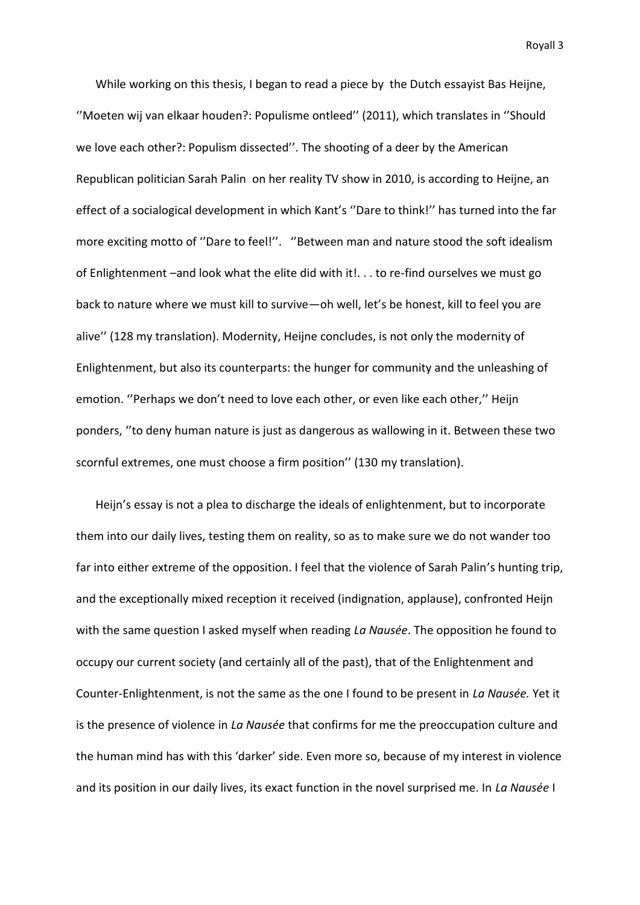While working on this thesis, I began to read a piece by the Dutch essayist Bas Heijne, ''Moeten wij van elkaar houden?: Populisme ontleed'' (2011), which translates in ''Should we love each other?: Populism dissected''. The shooting of a deer by the American Republican politician Sarah Palin on her reality TV show in 2010, is according to Heijne, an effect of a socialogical development in which Kant's ''Dare to think!'' has turned into the far more exciting motto of ''Dare to feel!''. ''Between man and nature stood the soft idealism of Enlightenment –and look what the elite did with it!. . . to re-find ourselves we must go back to nature where we must kill to survive—oh well, let's be honest, kill to feel you are alive'' (128 my translation). Modernity, Heijne concludes, is not only the modernity of Enlightenment, but also its counterparts: the hunger for community and the unleashing of emotion. ''Perhaps we don't need to love each other, or even like each other,'' Heijn ponders, ''to deny human nature is just as dangerous as wallowing in it. Between these two scornful extremes, one must choose a firm position'' (130 my translation).

Heijn's essay is not a plea to discharge the ideals of enlightenment, but to incorporate them into our daily lives, testing them on reality, so as to make sure we do not wander too far into either extreme of the opposition. I feel that the violence of Sarah Palin's hunting trip, and the exceptionally mixed reception it received (indignation, applause), confronted Heijn with the same question I asked myself when reading *La Nausée*. The opposition he found to occupy our current society (and certainly all of the past), that of the Enlightenment and Counter-Enlightenment, is not the same as the one I found to be present in *La Nausée.* Yet it is the presence of violence in *La Nausée* that confirms for me the preoccupation culture and the human mind has with this 'darker' side. Even more so, because of my interest in violence and its position in our daily lives, its exact function in the novel surprised me. In *La Nausée* I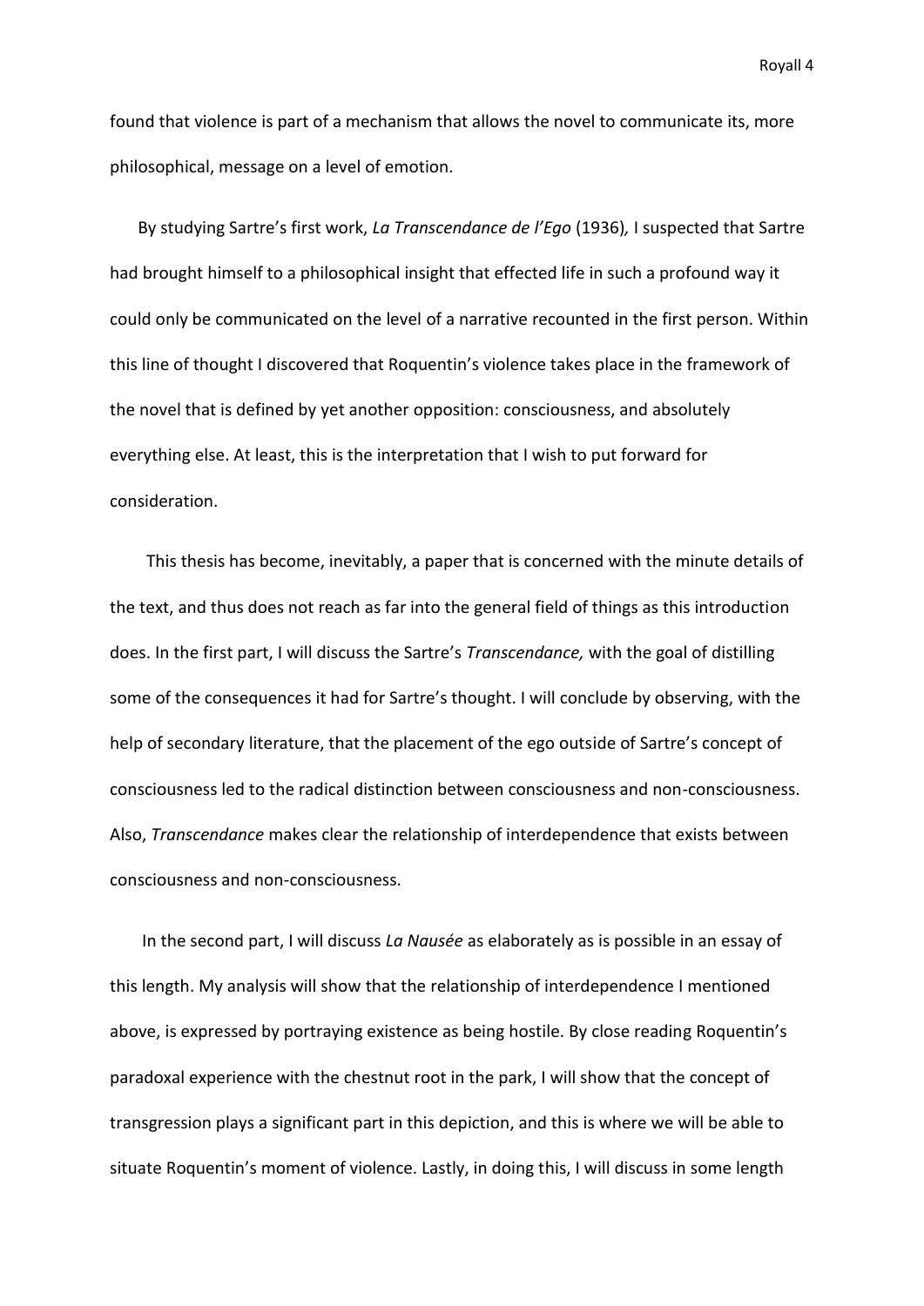found that violence is part of a mechanism that allows the novel to communicate its, more philosophical, message on a level of emotion.

By studying Sartre's first work, *La Transcendance de l'Ego* (1936), I suspected that Sartre had brought himself to a philosophical insight that effected life in such a profound way it could only be communicated on the level of a narrative recounted in the first person. Within this line of thought I discovered that Roquentin's violence takes place in the framework of the novel that is defined by yet another opposition: consciousness, and absolutely everything else. At least, this is the interpretation that I wish to put forward for consideration.

This thesis has become, inevitably, a paper that is concerned with the minute details of the text, and thus does not reach as far into the general field of things as this introduction does. In the first part, I will discuss the Sartre's *Transcendance,* with the goal of distilling some of the consequences it had for Sartre's thought. I will conclude by observing, with the help of secondary literature, that the placement of the ego outside of Sartre's concept of consciousness led to the radical distinction between consciousness and non-consciousness. Also, *Transcendance* makes clear the relationship of interdependence that exists between consciousness and non-consciousness.

In the second part, I will discuss *La Nausée* as elaborately as is possible in an essay of this length. My analysis will show that the relationship of interdependence I mentioned above, is expressed by portraying existence as being hostile. By close reading Roquentin's paradoxal experience with the chestnut root in the park, I will show that the concept of transgression plays a significant part in this depiction, and this is where we will be able to situate Roquentin's moment of violence. Lastly, in doing this, I will discuss in some length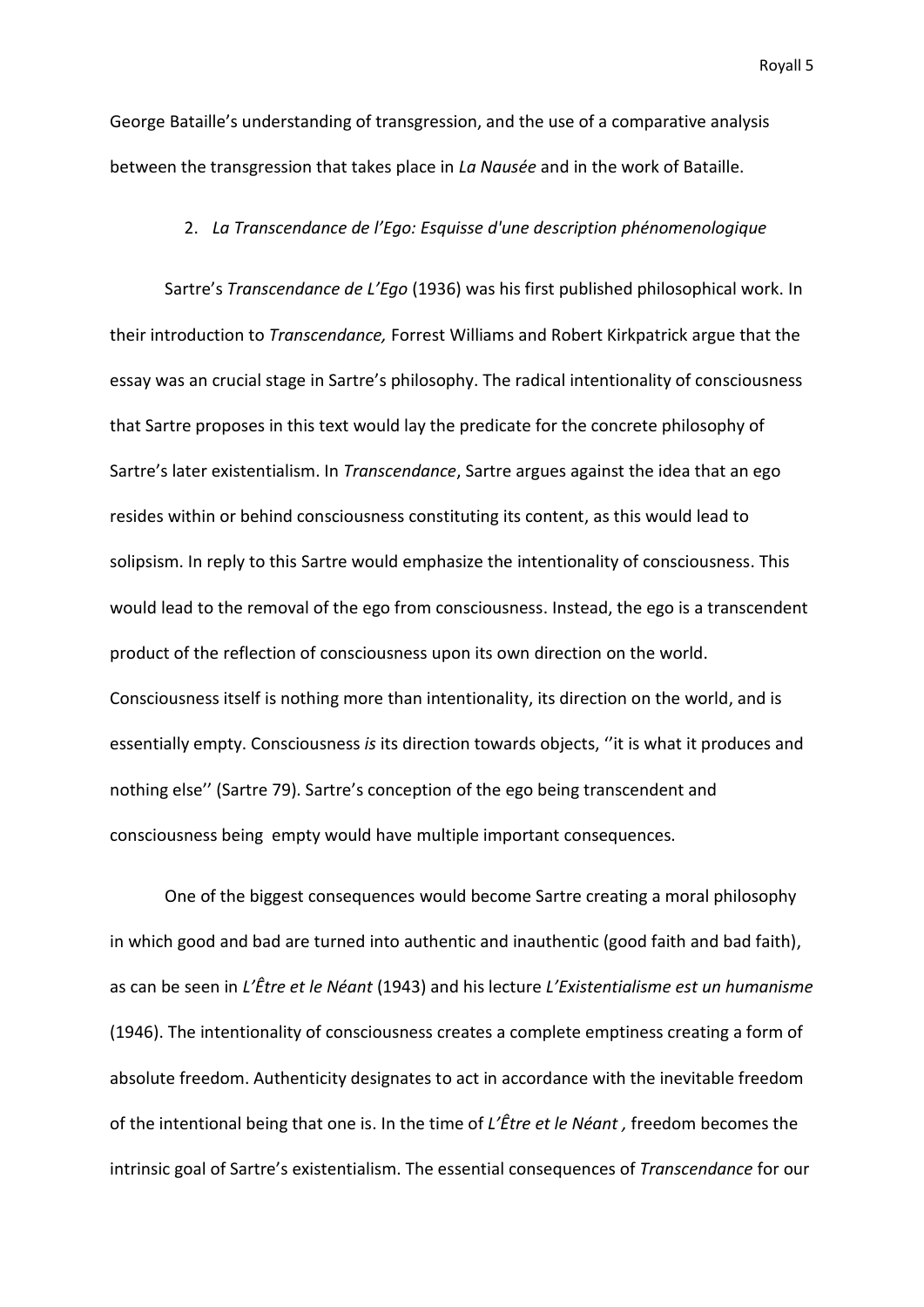George Bataille's understanding of transgression, and the use of a comparative analysis between the transgression that takes place in *La Nausée* and in the work of Bataille.

## 2. *La Transcendance de l'Ego: Esquisse d'une description phénomenologique*

Sartre's *Transcendance de L'Ego* (1936) was his first published philosophical work. In their introduction to *Transcendance,* Forrest Williams and Robert Kirkpatrick argue that the essay was an crucial stage in Sartre's philosophy. The radical intentionality of consciousness that Sartre proposes in this text would lay the predicate for the concrete philosophy of Sartre's later existentialism. In *Transcendance*, Sartre argues against the idea that an ego resides within or behind consciousness constituting its content, as this would lead to solipsism. In reply to this Sartre would emphasize the intentionality of consciousness. This would lead to the removal of the ego from consciousness. Instead, the ego is a transcendent product of the reflection of consciousness upon its own direction on the world. Consciousness itself is nothing more than intentionality, its direction on the world, and is essentially empty. Consciousness *is* its direction towards objects, ''it is what it produces and nothing else'' (Sartre 79). Sartre's conception of the ego being transcendent and consciousness being empty would have multiple important consequences.

One of the biggest consequences would become Sartre creating a moral philosophy in which good and bad are turned into authentic and inauthentic (good faith and bad faith), as can be seen in *L'Être et le Néant* (1943) and his lecture *L'Existentialisme est un humanisme* (1946). The intentionality of consciousness creates a complete emptiness creating a form of absolute freedom. Authenticity designates to act in accordance with the inevitable freedom of the intentional being that one is. In the time of *L'Être et le Néant ,* freedom becomes the intrinsic goal of Sartre's existentialism. The essential consequences of *Transcendance* for our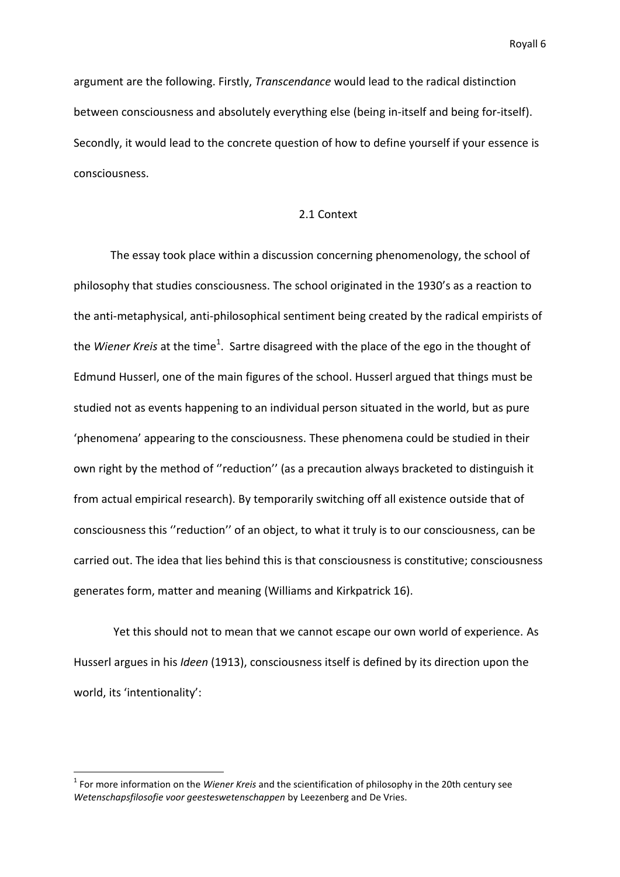argument are the following. Firstly, *Transcendance* would lead to the radical distinction between consciousness and absolutely everything else (being in-itself and being for-itself). Secondly, it would lead to the concrete question of how to define yourself if your essence is consciousness.

## 2.1 Context

The essay took place within a discussion concerning phenomenology, the school of philosophy that studies consciousness. The school originated in the 1930's as a reaction to the anti-metaphysical, anti-philosophical sentiment being created by the radical empirists of the *Wiener Kreis* at the time[1]. Sartre disagreed with the place of the ego in the thought of Edmund Husserl, one of the main figures of the school. Husserl argued that things must be studied not as events happening to an individual person situated in the world, but as pure 'phenomena' appearing to the consciousness. These phenomena could be studied in their own right by the method of ''reduction'' (as a precaution always bracketed to distinguish it from actual empirical research). By temporarily switching off all existence outside that of consciousness this ''reduction'' of an object, to what it truly is to our consciousness, can be carried out. The idea that lies behind this is that consciousness is constitutive; consciousness generates form, matter and meaning (Williams and Kirkpatrick 16).

Yet this should not to mean that we cannot escape our own world of experience. As Husserl argues in his *Ideen* (1913), consciousness itself is defined by its direction upon the world, its 'intentionality':

[1] For more information on the *Wiener Kreis* and the scientification of philosophy in the 20th century see *Wetenschapsfilosofie voor geesteswetenschappen* by Leezenberg and De Vries.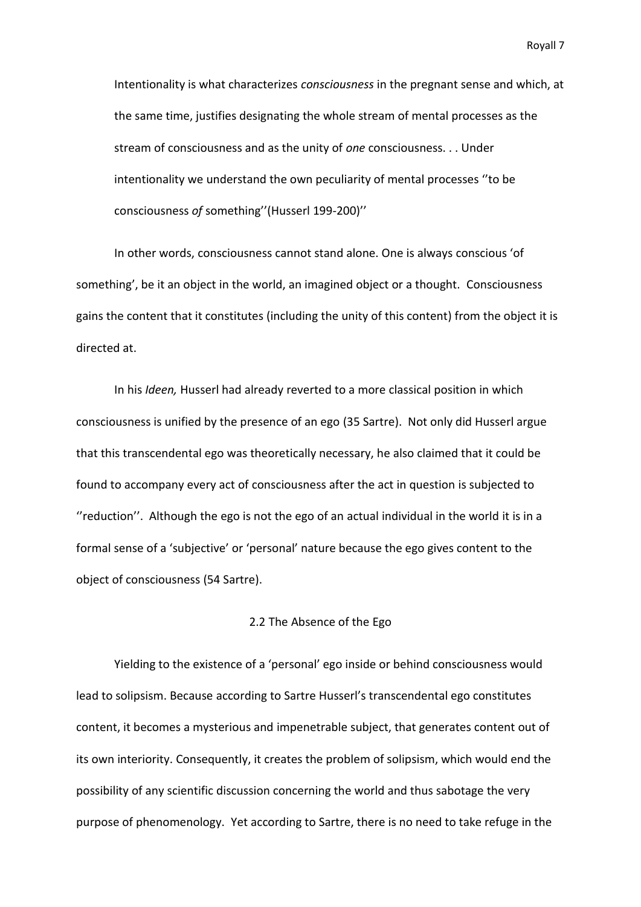> Intentionality is what characterizes *consciousness* in the pregnant sense and which, at the same time, justifies designating the whole stream of mental processes as the stream of consciousness and as the unity of *one* consciousness. . . Under intentionality we understand the own peculiarity of mental processes ''to be consciousness *of* something''(Husserl 199-200)''

In other words, consciousness cannot stand alone. One is always conscious 'of something', be it an object in the world, an imagined object or a thought. Consciousness gains the content that it constitutes (including the unity of this content) from the object it is directed at.

In his *Ideen,* Husserl had already reverted to a more classical position in which consciousness is unified by the presence of an ego (35 Sartre). Not only did Husserl argue that this transcendental ego was theoretically necessary, he also claimed that it could be found to accompany every act of consciousness after the act in question is subjected to ''reduction''. Although the ego is not the ego of an actual individual in the world it is in a formal sense of a 'subjective' or 'personal' nature because the ego gives content to the object of consciousness (54 Sartre).

### 2.2 The Absence of the Ego

Yielding to the existence of a 'personal' ego inside or behind consciousness would lead to solipsism. Because according to Sartre Husserl's transcendental ego constitutes content, it becomes a mysterious and impenetrable subject, that generates content out of its own interiority. Consequently, it creates the problem of solipsism, which would end the possibility of any scientific discussion concerning the world and thus sabotage the very purpose of phenomenology. Yet according to Sartre, there is no need to take refuge in the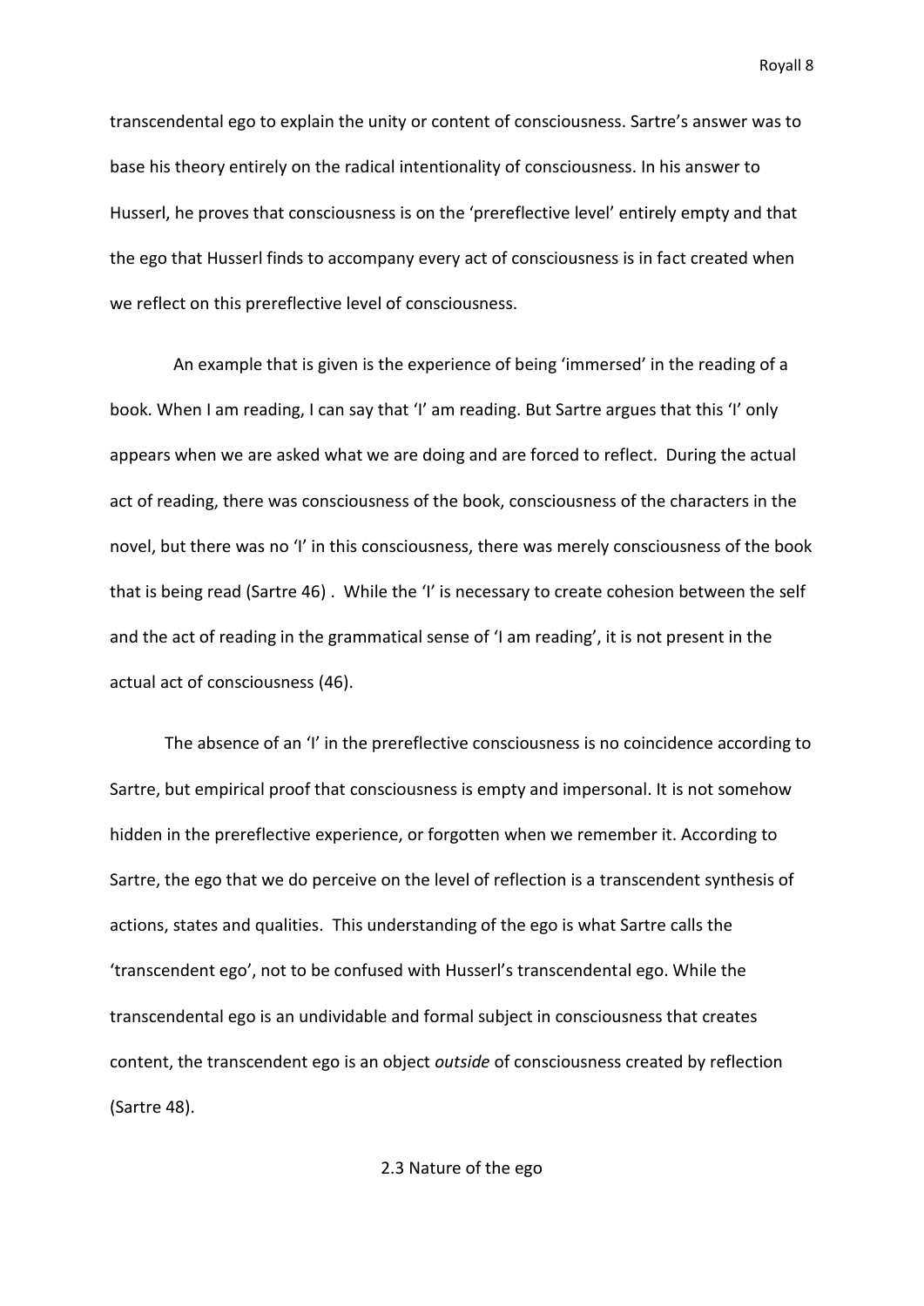transcendental ego to explain the unity or content of consciousness. Sartre's answer was to base his theory entirely on the radical intentionality of consciousness. In his answer to Husserl, he proves that consciousness is on the 'prereflective level' entirely empty and that the ego that Husserl finds to accompany every act of consciousness is in fact created when we reflect on this prereflective level of consciousness.

An example that is given is the experience of being 'immersed' in the reading of a book. When I am reading, I can say that 'I' am reading. But Sartre argues that this 'I' only appears when we are asked what we are doing and are forced to reflect. During the actual act of reading, there was consciousness of the book, consciousness of the characters in the novel, but there was no 'I' in this consciousness, there was merely consciousness of the book that is being read (Sartre 46) . While the 'I' is necessary to create cohesion between the self and the act of reading in the grammatical sense of 'I am reading', it is not present in the actual act of consciousness (46).

The absence of an 'I' in the prereflective consciousness is no coincidence according to Sartre, but empirical proof that consciousness is empty and impersonal. It is not somehow hidden in the prereflective experience, or forgotten when we remember it. According to Sartre, the ego that we do perceive on the level of reflection is a transcendent synthesis of actions, states and qualities. This understanding of the ego is what Sartre calls the 'transcendent ego', not to be confused with Husserl's transcendental ego. While the transcendental ego is an undividable and formal subject in consciousness that creates content, the transcendent ego is an object *outside* of consciousness created by reflection (Sartre 48).

## 2.3 Nature of the ego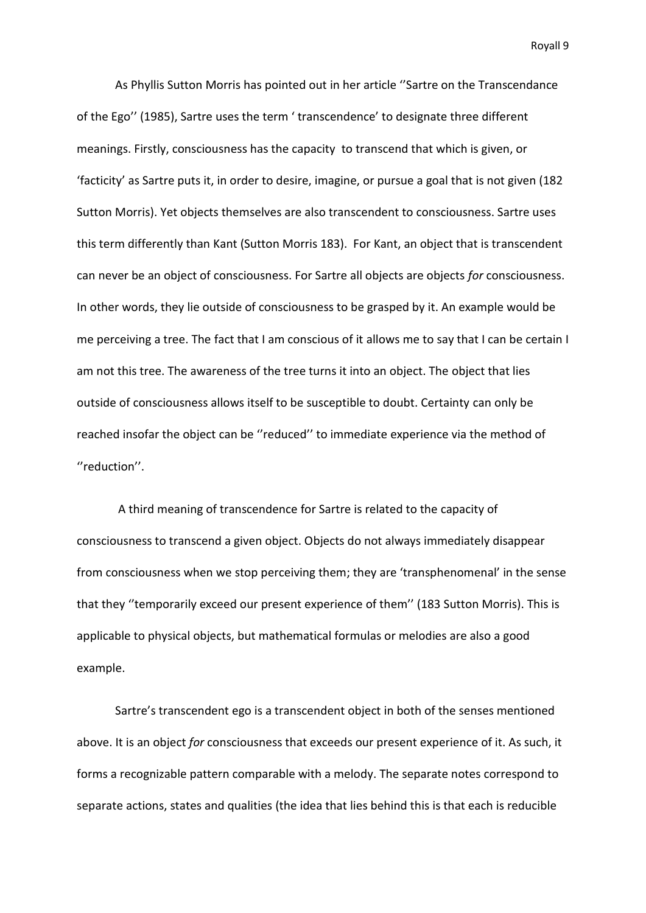As Phyllis Sutton Morris has pointed out in her article ''Sartre on the Transcendance of the Ego'' (1985), Sartre uses the term ' transcendence' to designate three different meanings. Firstly, consciousness has the capacity  to transcend that which is given, or 'facticity' as Sartre puts it, in order to desire, imagine, or pursue a goal that is not given (182 Sutton Morris). Yet objects themselves are also transcendent to consciousness. Sartre uses this term differently than Kant (Sutton Morris 183).  For Kant, an object that is transcendent can never be an object of consciousness. For Sartre all objects are objects *for* consciousness. In other words, they lie outside of consciousness to be grasped by it. An example would be me perceiving a tree. The fact that I am conscious of it allows me to say that I can be certain I am not this tree. The awareness of the tree turns it into an object. The object that lies outside of consciousness allows itself to be susceptible to doubt. Certainty can only be reached insofar the object can be ''reduced'' to immediate experience via the method of ''reduction''.

A third meaning of transcendence for Sartre is related to the capacity of consciousness to transcend a given object. Objects do not always immediately disappear from consciousness when we stop perceiving them; they are 'transphenomenal' in the sense that they ''temporarily exceed our present experience of them'' (183 Sutton Morris). This is applicable to physical objects, but mathematical formulas or melodies are also a good example.

Sartre's transcendent ego is a transcendent object in both of the senses mentioned above. It is an object *for* consciousness that exceeds our present experience of it. As such, it forms a recognizable pattern comparable with a melody. The separate notes correspond to separate actions, states and qualities (the idea that lies behind this is that each is reducible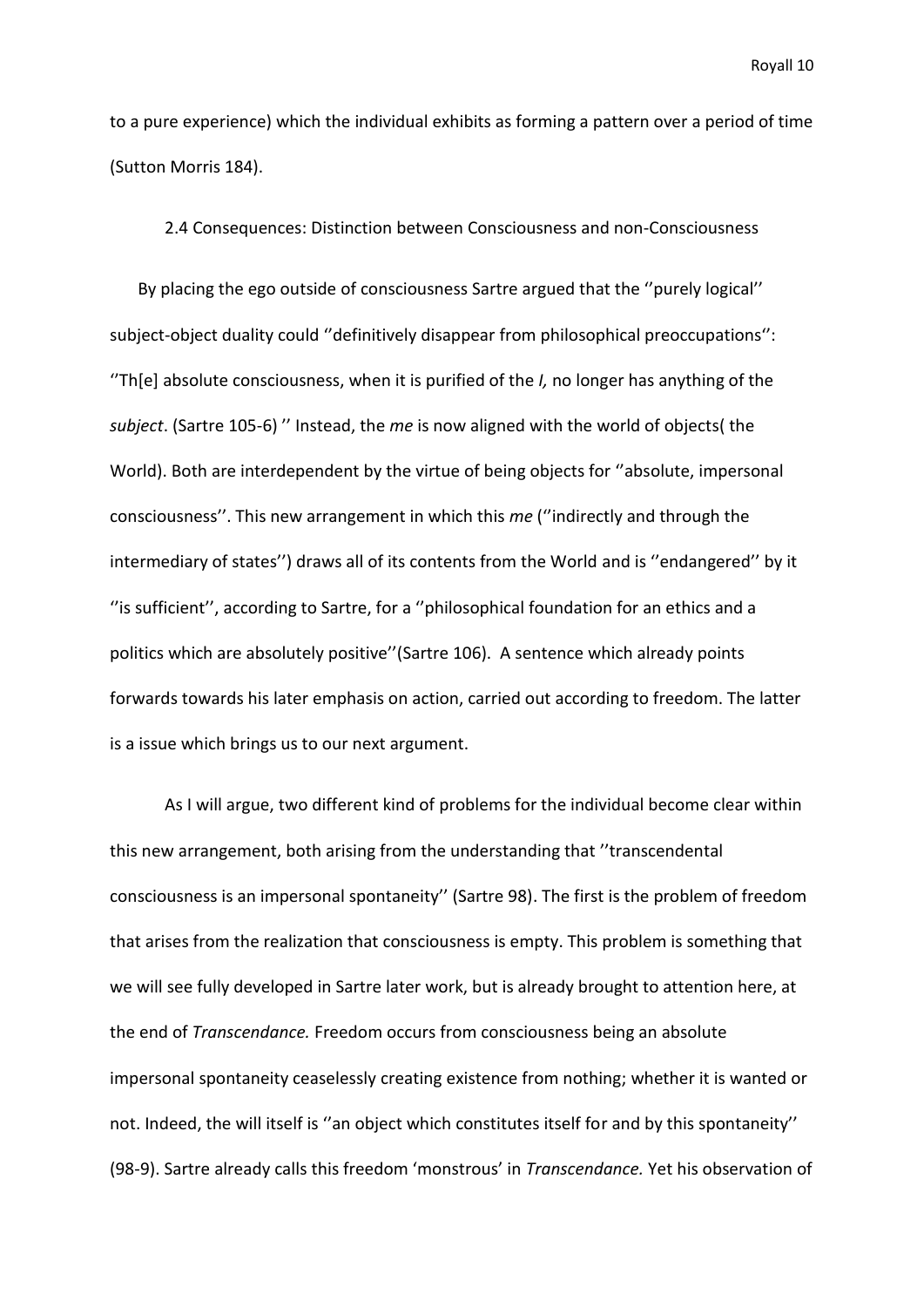to a pure experience) which the individual exhibits as forming a pattern over a period of time (Sutton Morris 184).

### 2.4 Consequences: Distinction between Consciousness and non-Consciousness

By placing the ego outside of consciousness Sartre argued that the ''purely logical'' subject-object duality could ''definitively disappear from philosophical preoccupations'': ''Th[e] absolute consciousness, when it is purified of the *I,* no longer has anything of the *subject*. (Sartre 105-6) '' Instead, the *me* is now aligned with the world of objects( the World). Both are interdependent by the virtue of being objects for ''absolute, impersonal consciousness''. This new arrangement in which this *me* (''indirectly and through the intermediary of states'') draws all of its contents from the World and is ''endangered'' by it ''is sufficient'', according to Sartre, for a ''philosophical foundation for an ethics and a politics which are absolutely positive''(Sartre 106). A sentence which already points forwards towards his later emphasis on action, carried out according to freedom. The latter is a issue which brings us to our next argument.

As I will argue, two different kind of problems for the individual become clear within this new arrangement, both arising from the understanding that ''transcendental consciousness is an impersonal spontaneity'' (Sartre 98). The first is the problem of freedom that arises from the realization that consciousness is empty. This problem is something that we will see fully developed in Sartre later work, but is already brought to attention here, at the end of *Transcendance.* Freedom occurs from consciousness being an absolute impersonal spontaneity ceaselessly creating existence from nothing; whether it is wanted or not. Indeed, the will itself is ''an object which constitutes itself for and by this spontaneity'' (98-9). Sartre already calls this freedom 'monstrous' in *Transcendance.* Yet his observation of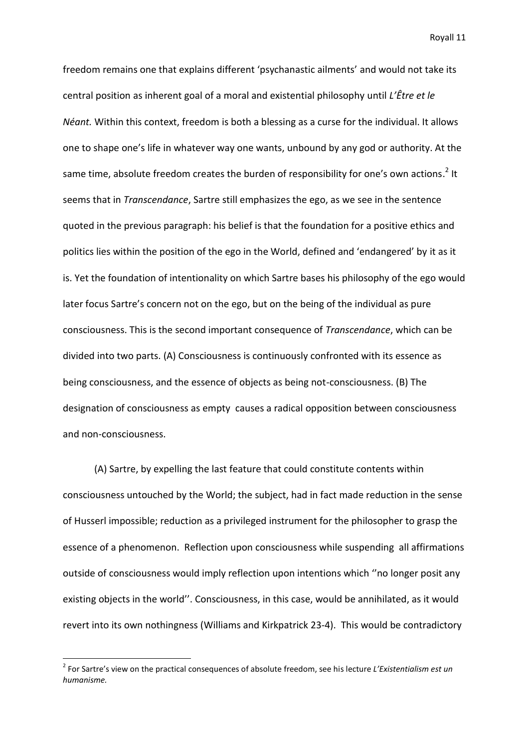freedom remains one that explains different 'psychanastic ailments' and would not take its central position as inherent goal of a moral and existential philosophy until *L'Être et le Néant.* Within this context, freedom is both a blessing as a curse for the individual. It allows one to shape one's life in whatever way one wants, unbound by any god or authority. At the same time, absolute freedom creates the burden of responsibility for one's own actions.[2] It seems that in *Transcendance*, Sartre still emphasizes the ego, as we see in the sentence quoted in the previous paragraph: his belief is that the foundation for a positive ethics and politics lies within the position of the ego in the World, defined and 'endangered' by it as it is. Yet the foundation of intentionality on which Sartre bases his philosophy of the ego would later focus Sartre's concern not on the ego, but on the being of the individual as pure consciousness. This is the second important consequence of *Transcendance*, which can be divided into two parts. (A) Consciousness is continuously confronted with its essence as being consciousness, and the essence of objects as being not-consciousness. (B) The designation of consciousness as empty causes a radical opposition between consciousness and non-consciousness.

(A) Sartre, by expelling the last feature that could constitute contents within consciousness untouched by the World; the subject, had in fact made reduction in the sense of Husserl impossible; reduction as a privileged instrument for the philosopher to grasp the essence of a phenomenon. Reflection upon consciousness while suspending all affirmations outside of consciousness would imply reflection upon intentions which ''no longer posit any existing objects in the world''. Consciousness, in this case, would be annihilated, as it would revert into its own nothingness (Williams and Kirkpatrick 23-4). This would be contradictory

[2] For Sartre's view on the practical consequences of absolute freedom, see his lecture *L'Existentialism est un humanisme.*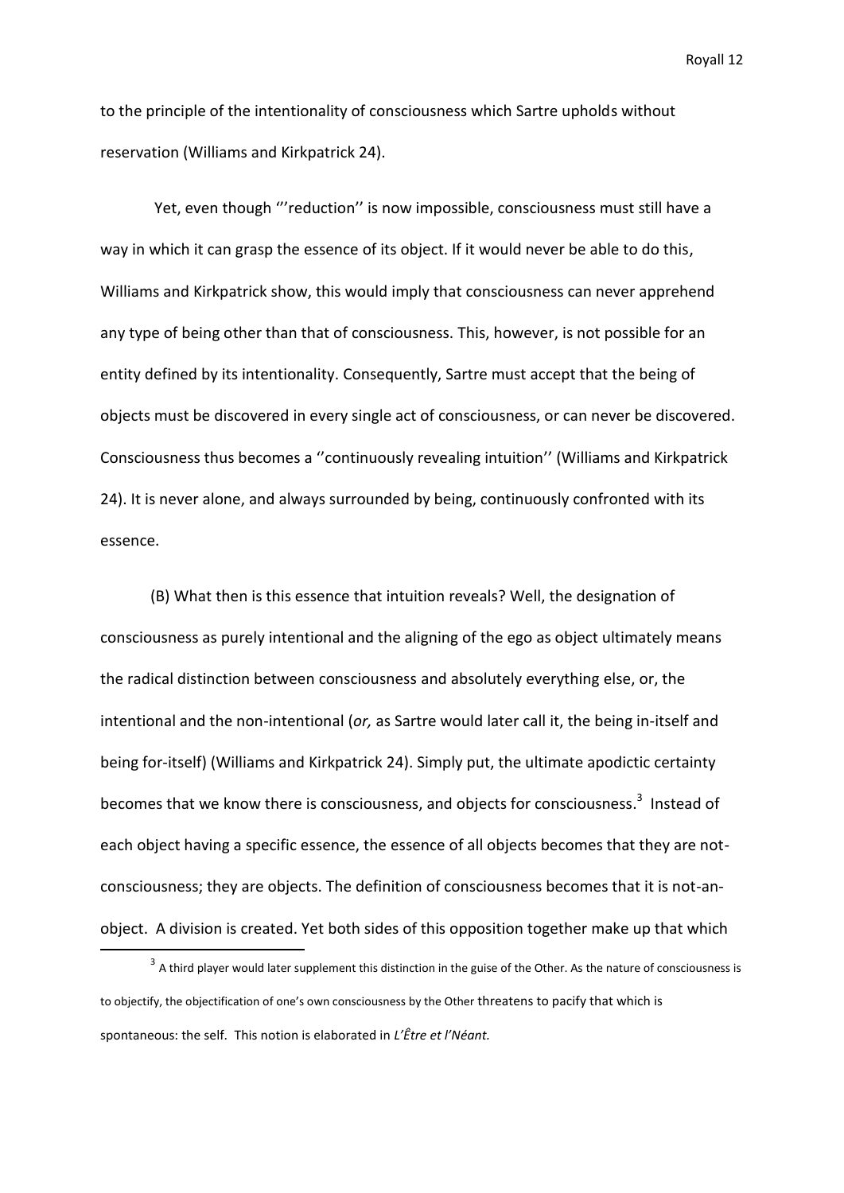to the principle of the intentionality of consciousness which Sartre upholds without reservation (Williams and Kirkpatrick 24).

Yet, even though ''reduction'' is now impossible, consciousness must still have a way in which it can grasp the essence of its object. If it would never be able to do this, Williams and Kirkpatrick show, this would imply that consciousness can never apprehend any type of being other than that of consciousness. This, however, is not possible for an entity defined by its intentionality. Consequently, Sartre must accept that the being of objects must be discovered in every single act of consciousness, or can never be discovered. Consciousness thus becomes a ''continuously revealing intuition'' (Williams and Kirkpatrick 24). It is never alone, and always surrounded by being, continuously confronted with its essence.

(B) What then is this essence that intuition reveals? Well, the designation of consciousness as purely intentional and the aligning of the ego as object ultimately means the radical distinction between consciousness and absolutely everything else, or, the intentional and the non-intentional (*or,* as Sartre would later call it, the being in-itself and being for-itself) (Williams and Kirkpatrick 24). Simply put, the ultimate apodictic certainty becomes that we know there is consciousness, and objects for consciousness.[3] Instead of each object having a specific essence, the essence of all objects becomes that they are not-consciousness; they are objects. The definition of consciousness becomes that it is not-an-object. A division is created. Yet both sides of this opposition together make up that which

[3] A third player would later supplement this distinction in the guise of the Other. As the nature of consciousness is to objectify, the objectification of one's own consciousness by the Other threatens to pacify that which is spontaneous: the self. This notion is elaborated in *L'Être et l'Néant.*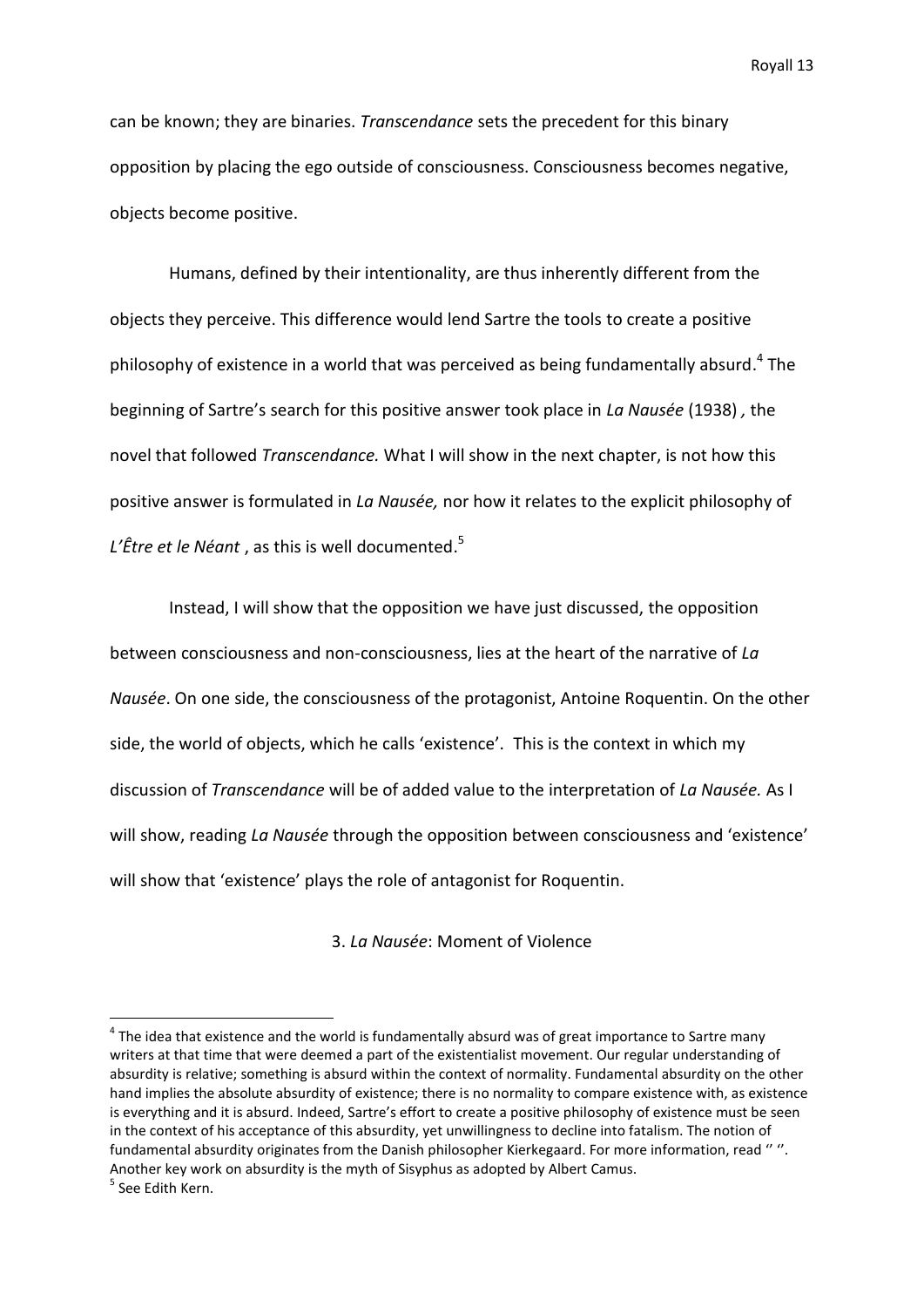can be known; they are binaries. *Transcendance* sets the precedent for this binary opposition by placing the ego outside of consciousness. Consciousness becomes negative, objects become positive.

Humans, defined by their intentionality, are thus inherently different from the objects they perceive. This difference would lend Sartre the tools to create a positive philosophy of existence in a world that was perceived as being fundamentally absurd.[4] The beginning of Sartre's search for this positive answer took place in *La Nausée* (1938) , the novel that followed *Transcendance.* What I will show in the next chapter, is not how this positive answer is formulated in *La Nausée,* nor how it relates to the explicit philosophy of *L'Être et le Néant* , as this is well documented.[5]

Instead, I will show that the opposition we have just discussed, the opposition between consciousness and non-consciousness, lies at the heart of the narrative of *La Nausée*. On one side, the consciousness of the protagonist, Antoine Roquentin. On the other side, the world of objects, which he calls 'existence'. This is the context in which my discussion of *Transcendance* will be of added value to the interpretation of *La Nausée.* As I will show, reading *La Nausée* through the opposition between consciousness and 'existence' will show that 'existence' plays the role of antagonist for Roquentin.

## 3. *La Nausée*: Moment of Violence

---

[4] The idea that existence and the world is fundamentally absurd was of great importance to Sartre many writers at that time that were deemed a part of the existentialist movement. Our regular understanding of absurdity is relative; something is absurd within the context of normality. Fundamental absurdity on the other hand implies the absolute absurdity of existence; there is no normality to compare existence with, as existence is everything and it is absurd. Indeed, Sartre's effort to create a positive philosophy of existence must be seen in the context of his acceptance of this absurdity, yet unwillingness to decline into fatalism. The notion of fundamental absurdity originates from the Danish philosopher Kierkegaard. For more information, read '' ''. Another key work on absurdity is the myth of Sisyphus as adopted by Albert Camus.

[5] See Edith Kern.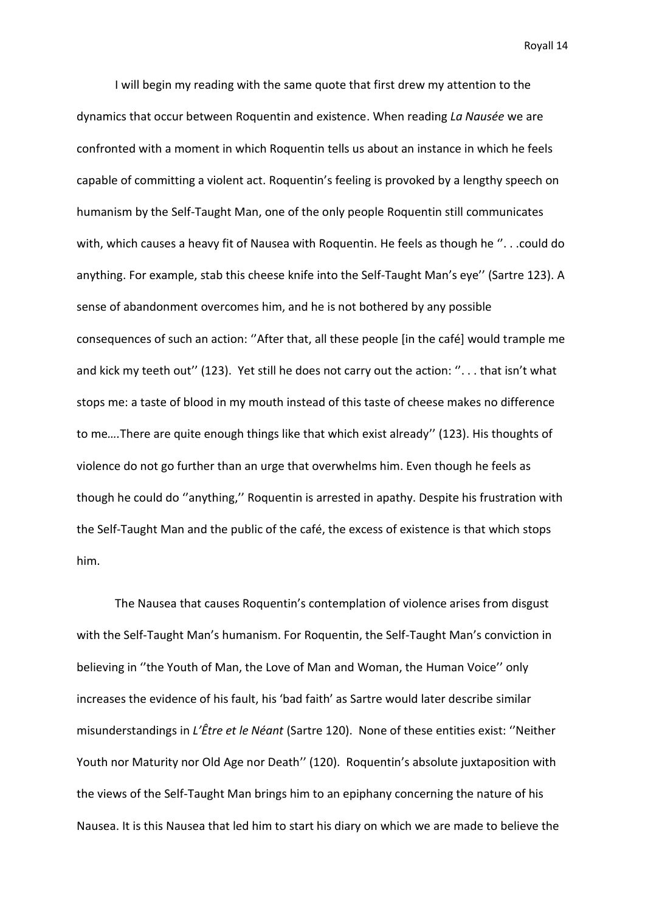I will begin my reading with the same quote that first drew my attention to the dynamics that occur between Roquentin and existence. When reading *La Nausée* we are confronted with a moment in which Roquentin tells us about an instance in which he feels capable of committing a violent act. Roquentin's feeling is provoked by a lengthy speech on humanism by the Self-Taught Man, one of the only people Roquentin still communicates with, which causes a heavy fit of Nausea with Roquentin. He feels as though he ''. . .could do anything. For example, stab this cheese knife into the Self-Taught Man's eye'' (Sartre 123). A sense of abandonment overcomes him, and he is not bothered by any possible consequences of such an action: ''After that, all these people [in the café] would trample me and kick my teeth out'' (123). Yet still he does not carry out the action: ''. . . that isn't what stops me: a taste of blood in my mouth instead of this taste of cheese makes no difference to me….There are quite enough things like that which exist already'' (123). His thoughts of violence do not go further than an urge that overwhelms him. Even though he feels as though he could do ''anything,'' Roquentin is arrested in apathy. Despite his frustration with the Self-Taught Man and the public of the café, the excess of existence is that which stops him.

The Nausea that causes Roquentin's contemplation of violence arises from disgust with the Self-Taught Man's humanism. For Roquentin, the Self-Taught Man's conviction in believing in ''the Youth of Man, the Love of Man and Woman, the Human Voice'' only increases the evidence of his fault, his 'bad faith' as Sartre would later describe similar misunderstandings in *L'Être et le Néant* (Sartre 120). None of these entities exist: ''Neither Youth nor Maturity nor Old Age nor Death'' (120). Roquentin's absolute juxtaposition with the views of the Self-Taught Man brings him to an epiphany concerning the nature of his Nausea. It is this Nausea that led him to start his diary on which we are made to believe the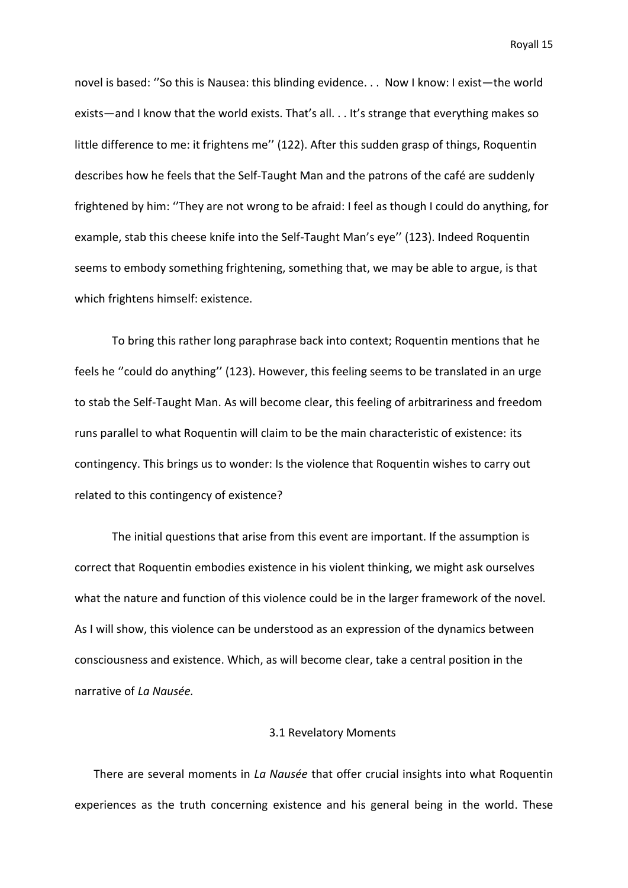novel is based: ''So this is Nausea: this blinding evidence. . .  Now I know: I exist—the world exists—and I know that the world exists. That's all. . . It's strange that everything makes so little difference to me: it frightens me'' (122). After this sudden grasp of things, Roquentin describes how he feels that the Self-Taught Man and the patrons of the café are suddenly frightened by him: ''They are not wrong to be afraid: I feel as though I could do anything, for example, stab this cheese knife into the Self-Taught Man's eye'' (123). Indeed Roquentin seems to embody something frightening, something that, we may be able to argue, is that which frightens himself: existence.

To bring this rather long paraphrase back into context; Roquentin mentions that he feels he ''could do anything'' (123). However, this feeling seems to be translated in an urge to stab the Self-Taught Man. As will become clear, this feeling of arbitrariness and freedom runs parallel to what Roquentin will claim to be the main characteristic of existence: its contingency. This brings us to wonder: Is the violence that Roquentin wishes to carry out related to this contingency of existence?

The initial questions that arise from this event are important. If the assumption is correct that Roquentin embodies existence in his violent thinking, we might ask ourselves what the nature and function of this violence could be in the larger framework of the novel. As I will show, this violence can be understood as an expression of the dynamics between consciousness and existence. Which, as will become clear, take a central position in the narrative of *La Nausée.*

### 3.1 Revelatory Moments

There are several moments in *La Nausée* that offer crucial insights into what Roquentin experiences as the truth concerning existence and his general being in the world. These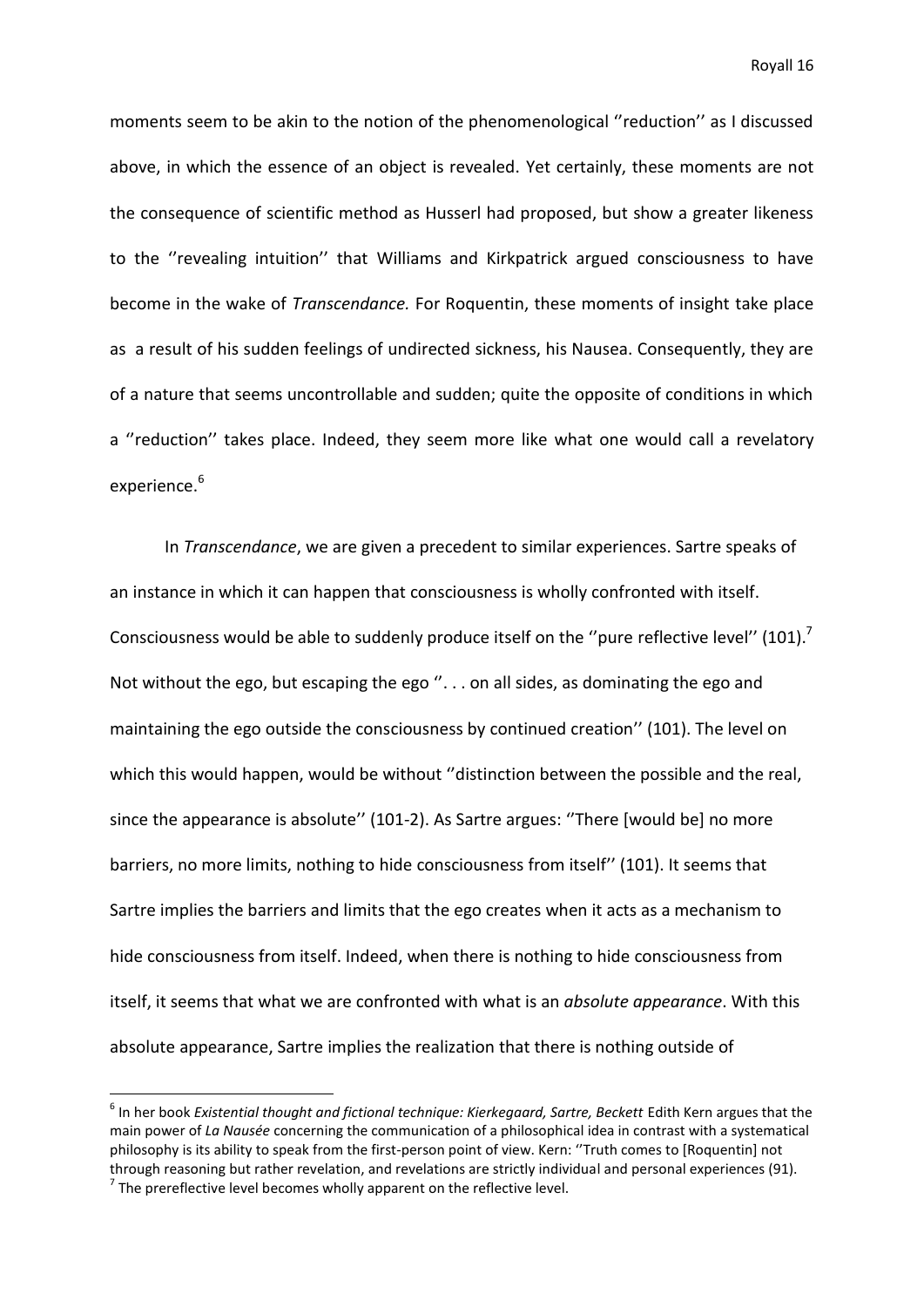moments seem to be akin to the notion of the phenomenological ''reduction'' as I discussed above, in which the essence of an object is revealed. Yet certainly, these moments are not the consequence of scientific method as Husserl had proposed, but show a greater likeness to the ''revealing intuition'' that Williams and Kirkpatrick argued consciousness to have become in the wake of *Transcendance.* For Roquentin, these moments of insight take place as a result of his sudden feelings of undirected sickness, his Nausea. Consequently, they are of a nature that seems uncontrollable and sudden; quite the opposite of conditions in which a ''reduction'' takes place. Indeed, they seem more like what one would call a revelatory experience.[6]

In *Transcendance*, we are given a precedent to similar experiences. Sartre speaks of an instance in which it can happen that consciousness is wholly confronted with itself. Consciousness would be able to suddenly produce itself on the ''pure reflective level'' (101).[7] Not without the ego, but escaping the ego ''. . . on all sides, as dominating the ego and maintaining the ego outside the consciousness by continued creation'' (101). The level on which this would happen, would be without ''distinction between the possible and the real, since the appearance is absolute'' (101-2). As Sartre argues: ''There [would be] no more barriers, no more limits, nothing to hide consciousness from itself'' (101). It seems that Sartre implies the barriers and limits that the ego creates when it acts as a mechanism to hide consciousness from itself. Indeed, when there is nothing to hide consciousness from itself, it seems that what we are confronted with what is an *absolute appearance*. With this absolute appearance, Sartre implies the realization that there is nothing outside of

---

[6] In her book *Existential thought and fictional technique: Kierkegaard, Sartre, Beckett* Edith Kern argues that the main power of *La Nausée* concerning the communication of a philosophical idea in contrast with a systematical philosophy is its ability to speak from the first-person point of view. Kern: ''Truth comes to [Roquentin] not through reasoning but rather revelation, and revelations are strictly individual and personal experiences (91).

[7] The prereflective level becomes wholly apparent on the reflective level.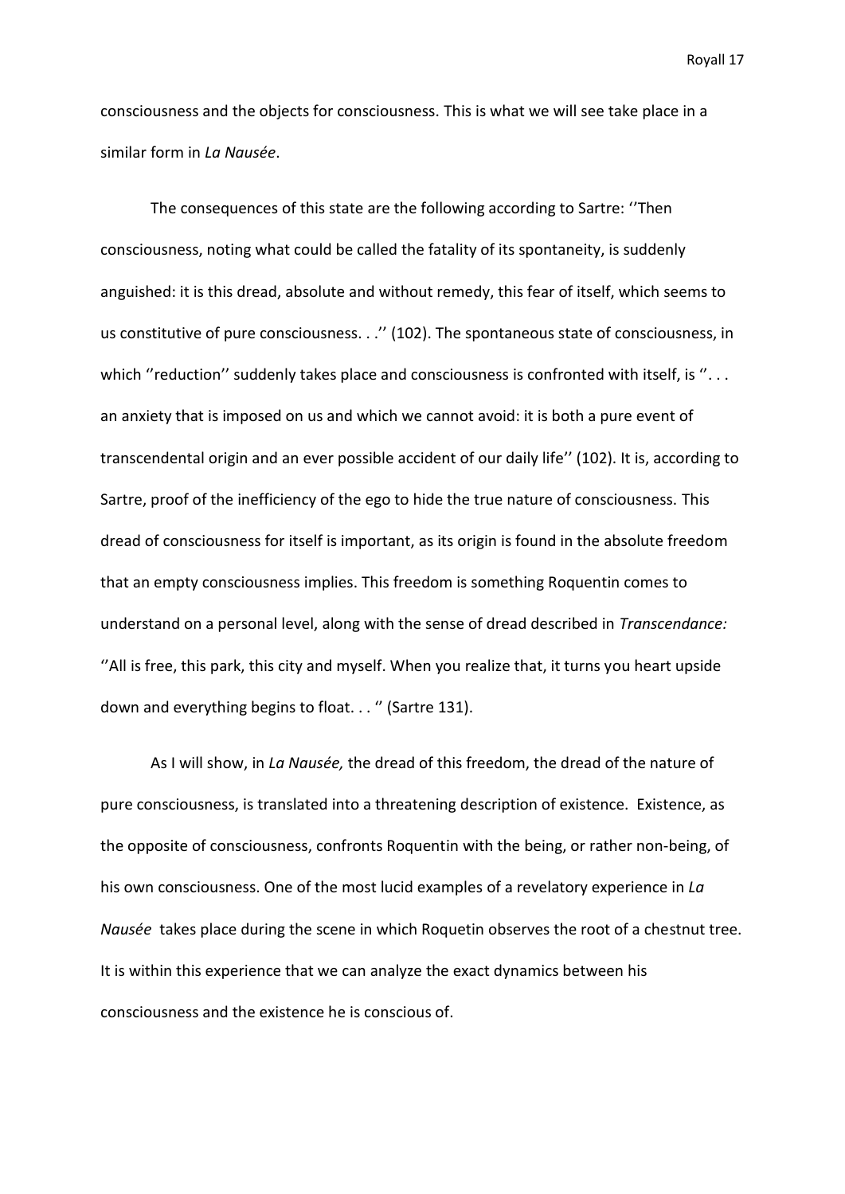consciousness and the objects for consciousness. This is what we will see take place in a similar form in *La Nausée*.

The consequences of this state are the following according to Sartre: ''Then consciousness, noting what could be called the fatality of its spontaneity, is suddenly anguished: it is this dread, absolute and without remedy, this fear of itself, which seems to us constitutive of pure consciousness. . .'' (102). The spontaneous state of consciousness, in which ''reduction'' suddenly takes place and consciousness is confronted with itself, is ''. . . an anxiety that is imposed on us and which we cannot avoid: it is both a pure event of transcendental origin and an ever possible accident of our daily life'' (102). It is, according to Sartre, proof of the inefficiency of the ego to hide the true nature of consciousness. This dread of consciousness for itself is important, as its origin is found in the absolute freedom that an empty consciousness implies. This freedom is something Roquentin comes to understand on a personal level, along with the sense of dread described in *Transcendance:* ''All is free, this park, this city and myself. When you realize that, it turns you heart upside down and everything begins to float. . . '' (Sartre 131).

As I will show, in *La Nausée,* the dread of this freedom, the dread of the nature of pure consciousness, is translated into a threatening description of existence. Existence, as the opposite of consciousness, confronts Roquentin with the being, or rather non-being, of his own consciousness. One of the most lucid examples of a revelatory experience in *La Nausée* takes place during the scene in which Roquetin observes the root of a chestnut tree. It is within this experience that we can analyze the exact dynamics between his consciousness and the existence he is conscious of.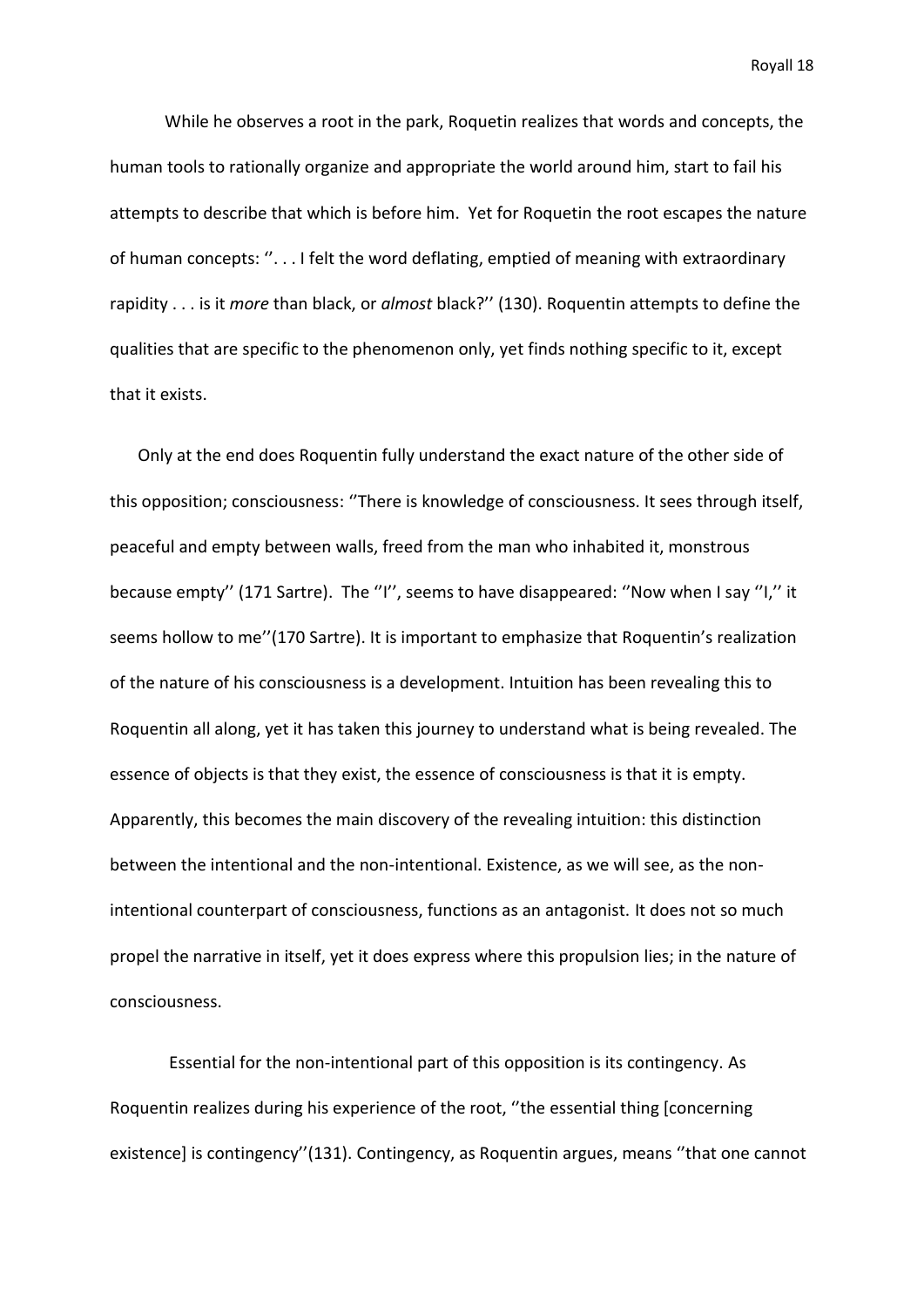While he observes a root in the park, Roquetin realizes that words and concepts, the human tools to rationally organize and appropriate the world around him, start to fail his attempts to describe that which is before him. Yet for Roquetin the root escapes the nature of human concepts: ''. . . I felt the word deflating, emptied of meaning with extraordinary rapidity . . . is it *more* than black, or *almost* black?'' (130). Roquentin attempts to define the qualities that are specific to the phenomenon only, yet finds nothing specific to it, except that it exists.

Only at the end does Roquentin fully understand the exact nature of the other side of this opposition; consciousness: ''There is knowledge of consciousness. It sees through itself, peaceful and empty between walls, freed from the man who inhabited it, monstrous because empty'' (171 Sartre). The ''I'', seems to have disappeared: ''Now when I say ''I,'' it seems hollow to me''(170 Sartre). It is important to emphasize that Roquentin's realization of the nature of his consciousness is a development. Intuition has been revealing this to Roquentin all along, yet it has taken this journey to understand what is being revealed. The essence of objects is that they exist, the essence of consciousness is that it is empty. Apparently, this becomes the main discovery of the revealing intuition: this distinction between the intentional and the non-intentional. Existence, as we will see, as the non-intentional counterpart of consciousness, functions as an antagonist. It does not so much propel the narrative in itself, yet it does express where this propulsion lies; in the nature of consciousness.

Essential for the non-intentional part of this opposition is its contingency. As Roquentin realizes during his experience of the root, ''the essential thing [concerning existence] is contingency''(131). Contingency, as Roquentin argues, means ''that one cannot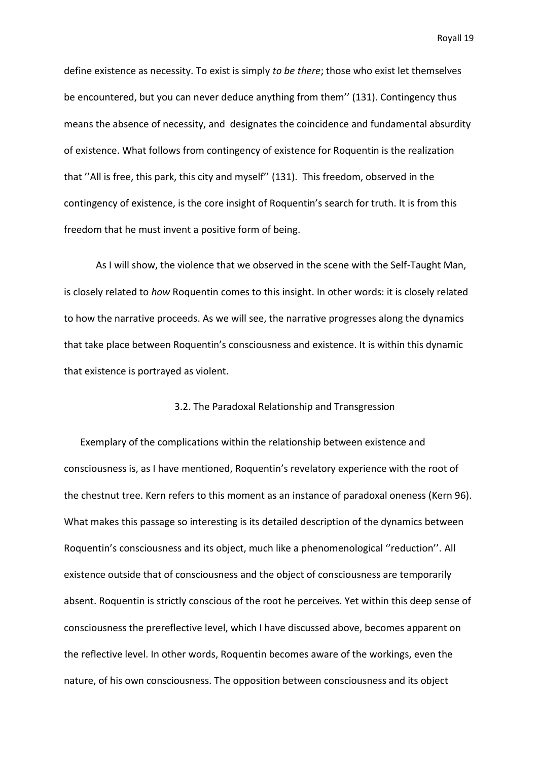define existence as necessity. To exist is simply *to be there*; those who exist let themselves be encountered, but you can never deduce anything from them'' (131). Contingency thus means the absence of necessity, and designates the coincidence and fundamental absurdity of existence. What follows from contingency of existence for Roquentin is the realization that ''All is free, this park, this city and myself'' (131). This freedom, observed in the contingency of existence, is the core insight of Roquentin's search for truth. It is from this freedom that he must invent a positive form of being.

As I will show, the violence that we observed in the scene with the Self-Taught Man, is closely related to *how* Roquentin comes to this insight. In other words: it is closely related to how the narrative proceeds. As we will see, the narrative progresses along the dynamics that take place between Roquentin's consciousness and existence. It is within this dynamic that existence is portrayed as violent.

### 3.2. The Paradoxal Relationship and Transgression

Exemplary of the complications within the relationship between existence and consciousness is, as I have mentioned, Roquentin's revelatory experience with the root of the chestnut tree. Kern refers to this moment as an instance of paradoxal oneness (Kern 96). What makes this passage so interesting is its detailed description of the dynamics between Roquentin's consciousness and its object, much like a phenomenological ''reduction''. All existence outside that of consciousness and the object of consciousness are temporarily absent. Roquentin is strictly conscious of the root he perceives. Yet within this deep sense of consciousness the prereflective level, which I have discussed above, becomes apparent on the reflective level. In other words, Roquentin becomes aware of the workings, even the nature, of his own consciousness. The opposition between consciousness and its object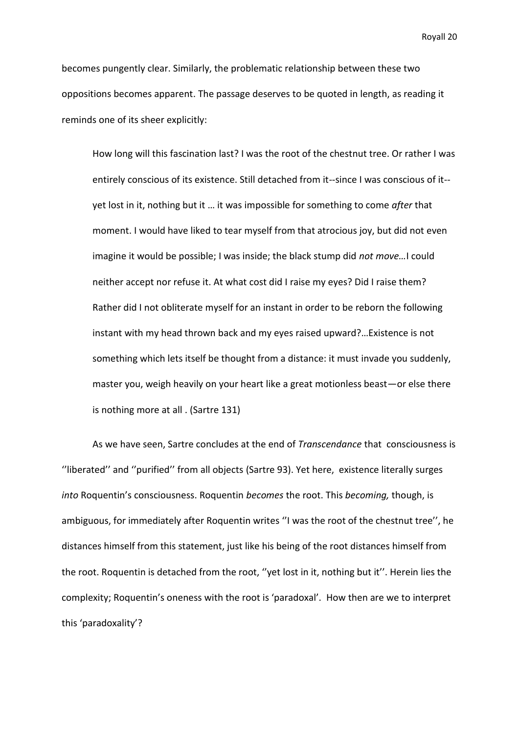becomes pungently clear. Similarly, the problematic relationship between these two oppositions becomes apparent. The passage deserves to be quoted in length, as reading it reminds one of its sheer explicitly:

> How long will this fascination last? I was the root of the chestnut tree. Or rather I was entirely conscious of its existence. Still detached from it--since I was conscious of it--yet lost in it, nothing but it … it was impossible for something to come *after* that moment. I would have liked to tear myself from that atrocious joy, but did not even imagine it would be possible; I was inside; the black stump did *not move*…I could neither accept nor refuse it. At what cost did I raise my eyes? Did I raise them? Rather did I not obliterate myself for an instant in order to be reborn the following instant with my head thrown back and my eyes raised upward?…Existence is not something which lets itself be thought from a distance: it must invade you suddenly, master you, weigh heavily on your heart like a great motionless beast—or else there is nothing more at all . (Sartre 131)

As we have seen, Sartre concludes at the end of *Transcendance* that consciousness is ''liberated'' and ''purified'' from all objects (Sartre 93). Yet here, existence literally surges *into* Roquentin's consciousness. Roquentin *becomes* the root. This *becoming,* though, is ambiguous, for immediately after Roquentin writes ''I was the root of the chestnut tree'', he distances himself from this statement, just like his being of the root distances himself from the root. Roquentin is detached from the root, ''yet lost in it, nothing but it''. Herein lies the complexity; Roquentin's oneness with the root is 'paradoxal'. How then are we to interpret this 'paradoxality'?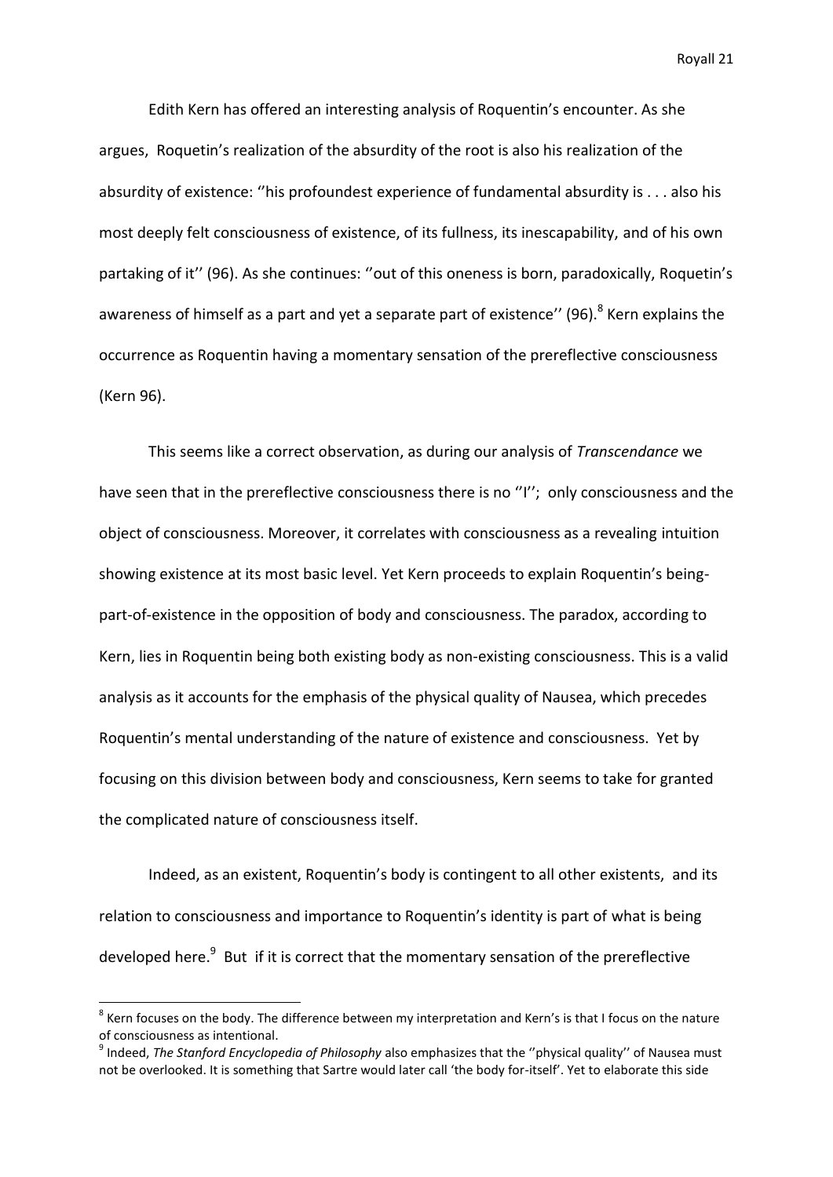Edith Kern has offered an interesting analysis of Roquentin's encounter. As she argues, Roquetin's realization of the absurdity of the root is also his realization of the absurdity of existence: ''his profoundest experience of fundamental absurdity is . . . also his most deeply felt consciousness of existence, of its fullness, its inescapability, and of his own partaking of it'' (96). As she continues: ''out of this oneness is born, paradoxically, Roquetin's awareness of himself as a part and yet a separate part of existence'' (96).[8] Kern explains the occurrence as Roquentin having a momentary sensation of the prereflective consciousness (Kern 96).

This seems like a correct observation, as during our analysis of *Transcendance* we have seen that in the prereflective consciousness there is no ''I''; only consciousness and the object of consciousness. Moreover, it correlates with consciousness as a revealing intuition showing existence at its most basic level. Yet Kern proceeds to explain Roquentin's being-part-of-existence in the opposition of body and consciousness. The paradox, according to Kern, lies in Roquentin being both existing body as non-existing consciousness. This is a valid analysis as it accounts for the emphasis of the physical quality of Nausea, which precedes Roquentin's mental understanding of the nature of existence and consciousness. Yet by focusing on this division between body and consciousness, Kern seems to take for granted the complicated nature of consciousness itself.

Indeed, as an existent, Roquentin's body is contingent to all other existents, and its relation to consciousness and importance to Roquentin's identity is part of what is being developed here.[9] But if it is correct that the momentary sensation of the prereflective

---

[8] Kern focuses on the body. The difference between my interpretation and Kern's is that I focus on the nature of consciousness as intentional.

[9] Indeed, *The Stanford Encyclopedia of Philosophy* also emphasizes that the ''physical quality'' of Nausea must not be overlooked. It is something that Sartre would later call 'the body for-itself'. Yet to elaborate this side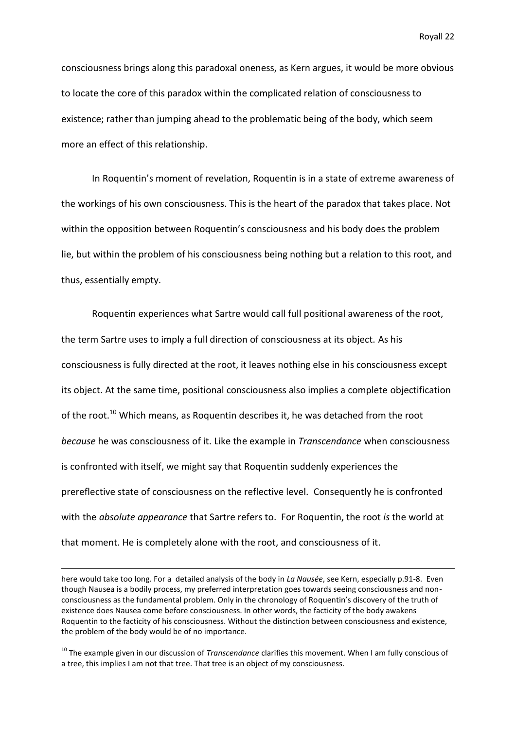consciousness brings along this paradoxal oneness, as Kern argues, it would be more obvious to locate the core of this paradox within the complicated relation of consciousness to existence; rather than jumping ahead to the problematic being of the body, which seem more an effect of this relationship.

In Roquentin's moment of revelation, Roquentin is in a state of extreme awareness of the workings of his own consciousness. This is the heart of the paradox that takes place. Not within the opposition between Roquentin's consciousness and his body does the problem lie, but within the problem of his consciousness being nothing but a relation to this root, and thus, essentially empty.

Roquentin experiences what Sartre would call full positional awareness of the root, the term Sartre uses to imply a full direction of consciousness at its object. As his consciousness is fully directed at the root, it leaves nothing else in his consciousness except its object. At the same time, positional consciousness also implies a complete objectification of the root.[10] Which means, as Roquentin describes it, he was detached from the root *because* he was consciousness of it. Like the example in *Transcendance* when consciousness is confronted with itself, we might say that Roquentin suddenly experiences the prereflective state of consciousness on the reflective level. Consequently he is confronted with the *absolute appearance* that Sartre refers to. For Roquentin, the root *is* the world at that moment. He is completely alone with the root, and consciousness of it.

---

here would take too long. For a detailed analysis of the body in *La Nausée*, see Kern, especially p.91-8. Even though Nausea is a bodily process, my preferred interpretation goes towards seeing consciousness and non-consciousness as the fundamental problem. Only in the chronology of Roquentin's discovery of the truth of existence does Nausea come before consciousness. In other words, the facticity of the body awakens Roquentin to the facticity of his consciousness. Without the distinction between consciousness and existence, the problem of the body would be of no importance.

[10] The example given in our discussion of *Transcendance* clarifies this movement. When I am fully conscious of a tree, this implies I am not that tree. That tree is an object of my consciousness.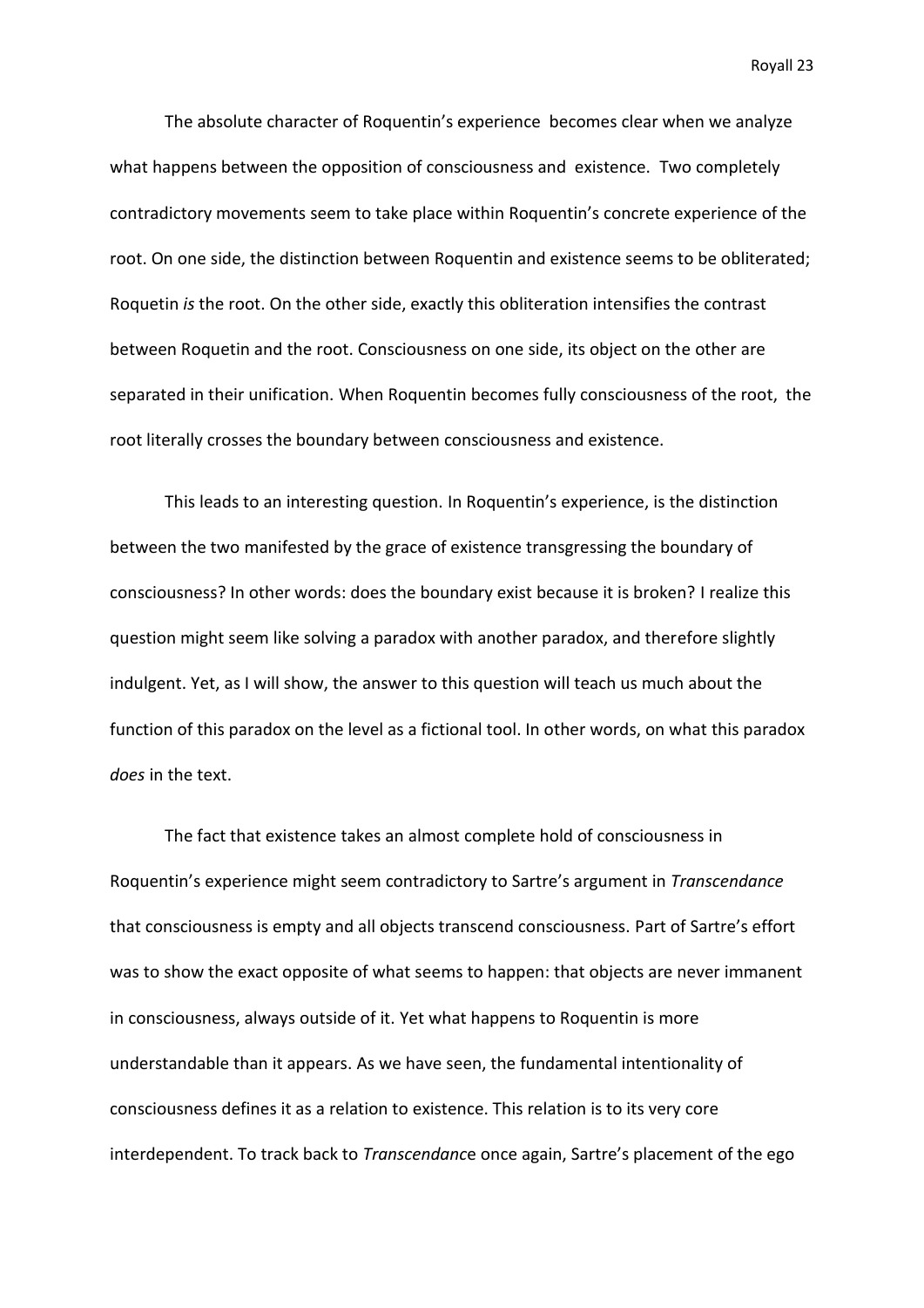The absolute character of Roquentin's experience becomes clear when we analyze what happens between the opposition of consciousness and existence. Two completely contradictory movements seem to take place within Roquentin's concrete experience of the root. On one side, the distinction between Roquentin and existence seems to be obliterated; Roquetin *is* the root. On the other side, exactly this obliteration intensifies the contrast between Roquetin and the root. Consciousness on one side, its object on the other are separated in their unification. When Roquentin becomes fully consciousness of the root, the root literally crosses the boundary between consciousness and existence.

This leads to an interesting question. In Roquentin's experience, is the distinction between the two manifested by the grace of existence transgressing the boundary of consciousness? In other words: does the boundary exist because it is broken? I realize this question might seem like solving a paradox with another paradox, and therefore slightly indulgent. Yet, as I will show, the answer to this question will teach us much about the function of this paradox on the level as a fictional tool. In other words, on what this paradox *does* in the text.

The fact that existence takes an almost complete hold of consciousness in Roquentin's experience might seem contradictory to Sartre's argument in *Transcendance* that consciousness is empty and all objects transcend consciousness. Part of Sartre's effort was to show the exact opposite of what seems to happen: that objects are never immanent in consciousness, always outside of it. Yet what happens to Roquentin is more understandable than it appears. As we have seen, the fundamental intentionality of consciousness defines it as a relation to existence. This relation is to its very core interdependent. To track back to *Transcendance* once again, Sartre's placement of the ego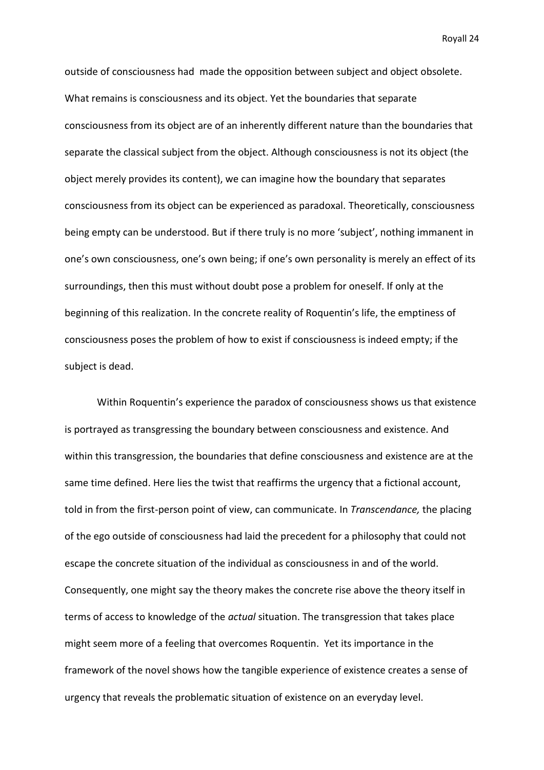outside of consciousness had made the opposition between subject and object obsolete. What remains is consciousness and its object. Yet the boundaries that separate consciousness from its object are of an inherently different nature than the boundaries that separate the classical subject from the object. Although consciousness is not its object (the object merely provides its content), we can imagine how the boundary that separates consciousness from its object can be experienced as paradoxal. Theoretically, consciousness being empty can be understood. But if there truly is no more 'subject', nothing immanent in one's own consciousness, one's own being; if one's own personality is merely an effect of its surroundings, then this must without doubt pose a problem for oneself. If only at the beginning of this realization. In the concrete reality of Roquentin's life, the emptiness of consciousness poses the problem of how to exist if consciousness is indeed empty; if the subject is dead.

Within Roquentin's experience the paradox of consciousness shows us that existence is portrayed as transgressing the boundary between consciousness and existence. And within this transgression, the boundaries that define consciousness and existence are at the same time defined. Here lies the twist that reaffirms the urgency that a fictional account, told in from the first-person point of view, can communicate. In *Transcendance,* the placing of the ego outside of consciousness had laid the precedent for a philosophy that could not escape the concrete situation of the individual as consciousness in and of the world. Consequently, one might say the theory makes the concrete rise above the theory itself in terms of access to knowledge of the *actual* situation. The transgression that takes place might seem more of a feeling that overcomes Roquentin. Yet its importance in the framework of the novel shows how the tangible experience of existence creates a sense of urgency that reveals the problematic situation of existence on an everyday level.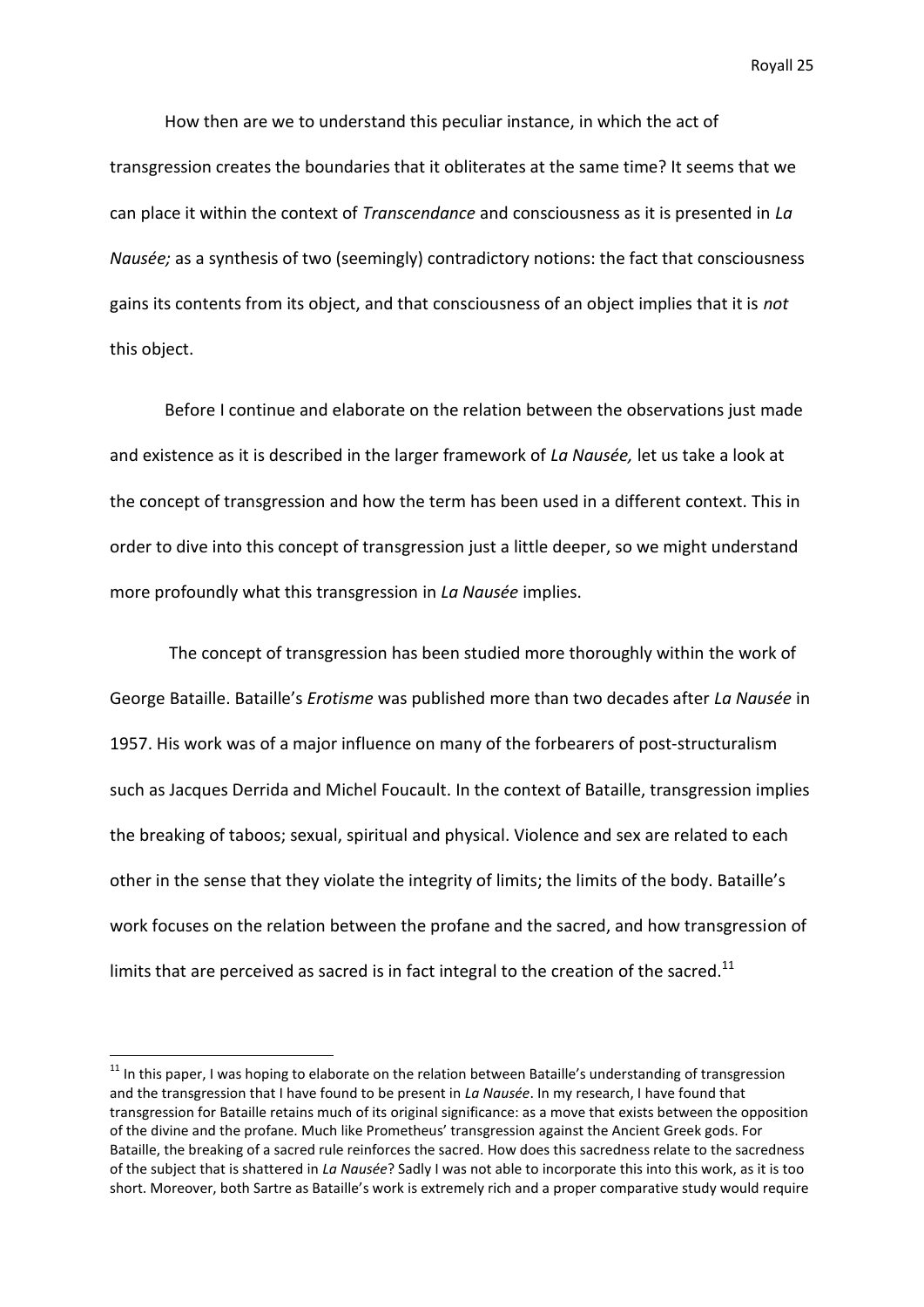How then are we to understand this peculiar instance, in which the act of transgression creates the boundaries that it obliterates at the same time? It seems that we can place it within the context of *Transcendance* and consciousness as it is presented in *La Nausée;* as a synthesis of two (seemingly) contradictory notions: the fact that consciousness gains its contents from its object, and that consciousness of an object implies that it is *not* this object.

Before I continue and elaborate on the relation between the observations just made and existence as it is described in the larger framework of *La Nausée,* let us take a look at the concept of transgression and how the term has been used in a different context. This in order to dive into this concept of transgression just a little deeper, so we might understand more profoundly what this transgression in *La Nausée* implies.

The concept of transgression has been studied more thoroughly within the work of George Bataille. Bataille's *Erotisme* was published more than two decades after *La Nausée* in 1957. His work was of a major influence on many of the forbearers of post-structuralism such as Jacques Derrida and Michel Foucault. In the context of Bataille, transgression implies the breaking of taboos; sexual, spiritual and physical. Violence and sex are related to each other in the sense that they violate the integrity of limits; the limits of the body. Bataille's work focuses on the relation between the profane and the sacred, and how transgression of limits that are perceived as sacred is in fact integral to the creation of the sacred.[11]

[11] In this paper, I was hoping to elaborate on the relation between Bataille's understanding of transgression and the transgression that I have found to be present in *La Nausée*. In my research, I have found that transgression for Bataille retains much of its original significance: as a move that exists between the opposition of the divine and the profane. Much like Prometheus' transgression against the Ancient Greek gods. For Bataille, the breaking of a sacred rule reinforces the sacred. How does this sacredness relate to the sacredness of the subject that is shattered in *La Nausée*? Sadly I was not able to incorporate this into this work, as it is too short. Moreover, both Sartre as Bataille's work is extremely rich and a proper comparative study would require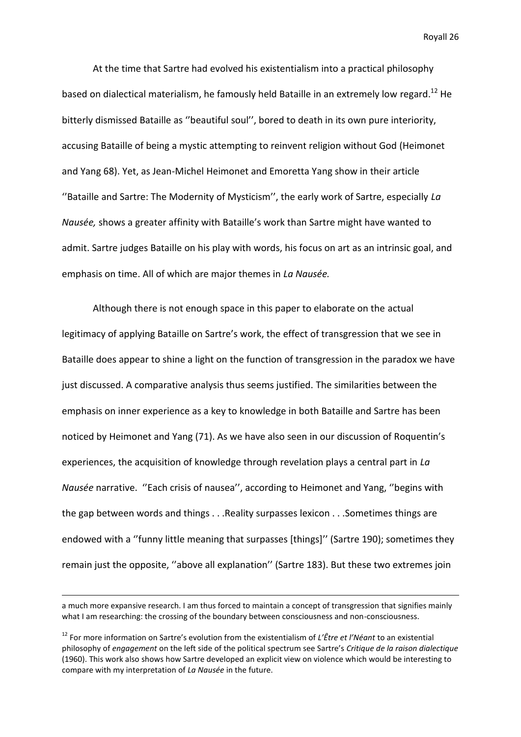At the time that Sartre had evolved his existentialism into a practical philosophy based on dialectical materialism, he famously held Bataille in an extremely low regard.[12] He bitterly dismissed Bataille as ''beautiful soul'', bored to death in its own pure interiority, accusing Bataille of being a mystic attempting to reinvent religion without God (Heimonet and Yang 68). Yet, as Jean-Michel Heimonet and Emoretta Yang show in their article ''Bataille and Sartre: The Modernity of Mysticism'', the early work of Sartre, especially *La Nausée,* shows a greater affinity with Bataille's work than Sartre might have wanted to admit. Sartre judges Bataille on his play with words, his focus on art as an intrinsic goal, and emphasis on time. All of which are major themes in *La Nausée.*

Although there is not enough space in this paper to elaborate on the actual legitimacy of applying Bataille on Sartre's work, the effect of transgression that we see in Bataille does appear to shine a light on the function of transgression in the paradox we have just discussed. A comparative analysis thus seems justified. The similarities between the emphasis on inner experience as a key to knowledge in both Bataille and Sartre has been noticed by Heimonet and Yang (71). As we have also seen in our discussion of Roquentin's experiences, the acquisition of knowledge through revelation plays a central part in *La Nausée* narrative. ''Each crisis of nausea'', according to Heimonet and Yang, ''begins with the gap between words and things . . .Reality surpasses lexicon . . .Sometimes things are endowed with a ''funny little meaning that surpasses [things]'' (Sartre 190); sometimes they remain just the opposite, ''above all explanation'' (Sartre 183). But these two extremes join

---

a much more expansive research. I am thus forced to maintain a concept of transgression that signifies mainly what I am researching: the crossing of the boundary between consciousness and non-consciousness.

[12] For more information on Sartre's evolution from the existentialism of *L'Être et l'Néant* to an existential philosophy of *engagement* on the left side of the political spectrum see Sartre's *Critique de la raison dialectique* (1960). This work also shows how Sartre developed an explicit view on violence which would be interesting to compare with my interpretation of *La Nausée* in the future.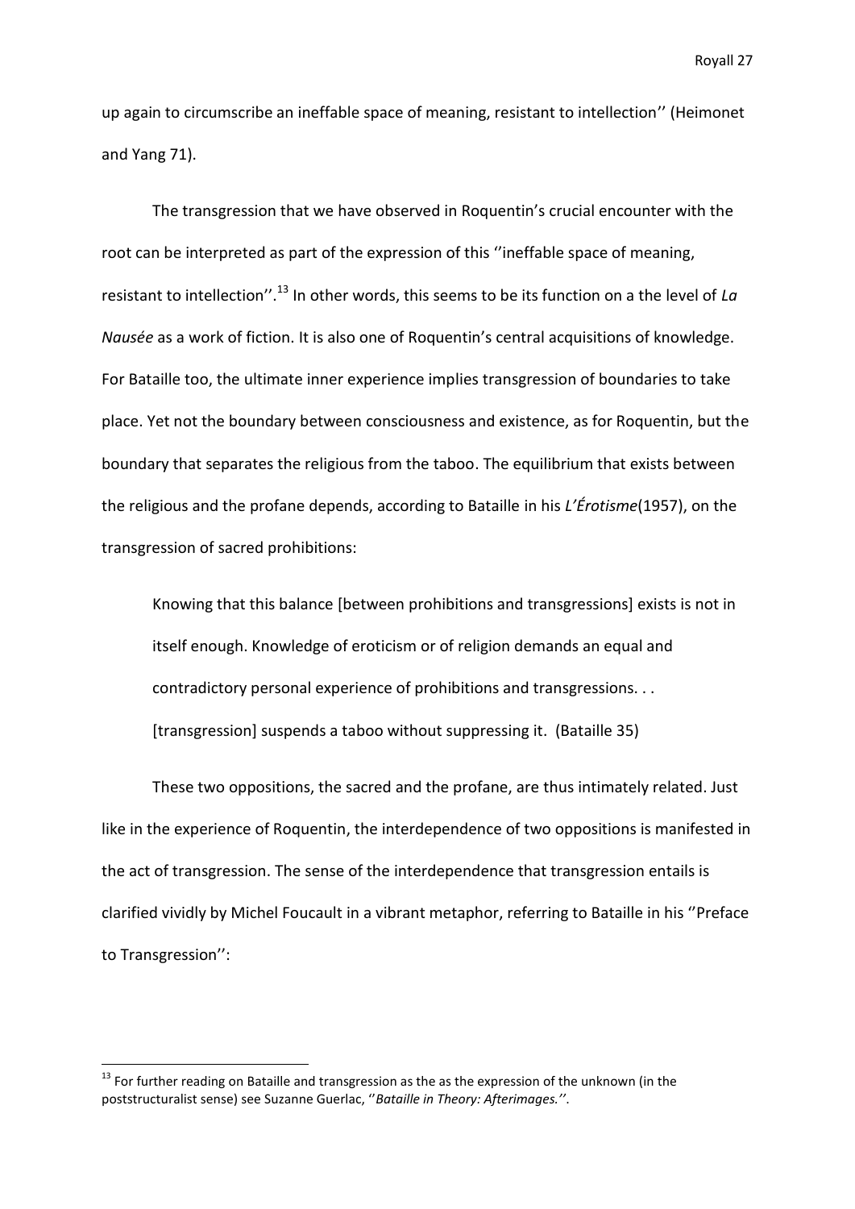up again to circumscribe an ineffable space of meaning, resistant to intellection'' (Heimonet and Yang 71).

The transgression that we have observed in Roquentin's crucial encounter with the root can be interpreted as part of the expression of this ''ineffable space of meaning, resistant to intellection''.[13] In other words, this seems to be its function on a the level of *La Nausée* as a work of fiction. It is also one of Roquentin's central acquisitions of knowledge. For Bataille too, the ultimate inner experience implies transgression of boundaries to take place. Yet not the boundary between consciousness and existence, as for Roquentin, but the boundary that separates the religious from the taboo. The equilibrium that exists between the religious and the profane depends, according to Bataille in his *L'Érotisme*(1957), on the transgression of sacred prohibitions:

> Knowing that this balance [between prohibitions and transgressions] exists is not in itself enough. Knowledge of eroticism or of religion demands an equal and contradictory personal experience of prohibitions and transgressions. . . [transgression] suspends a taboo without suppressing it. (Bataille 35)

These two oppositions, the sacred and the profane, are thus intimately related. Just like in the experience of Roquentin, the interdependence of two oppositions is manifested in the act of transgression. The sense of the interdependence that transgression entails is clarified vividly by Michel Foucault in a vibrant metaphor, referring to Bataille in his ''Preface to Transgression'':

---

[13] For further reading on Bataille and transgression as the as the expression of the unknown (in the poststructuralist sense) see Suzanne Guerlac, ''*Bataille in Theory: Afterimages.''*.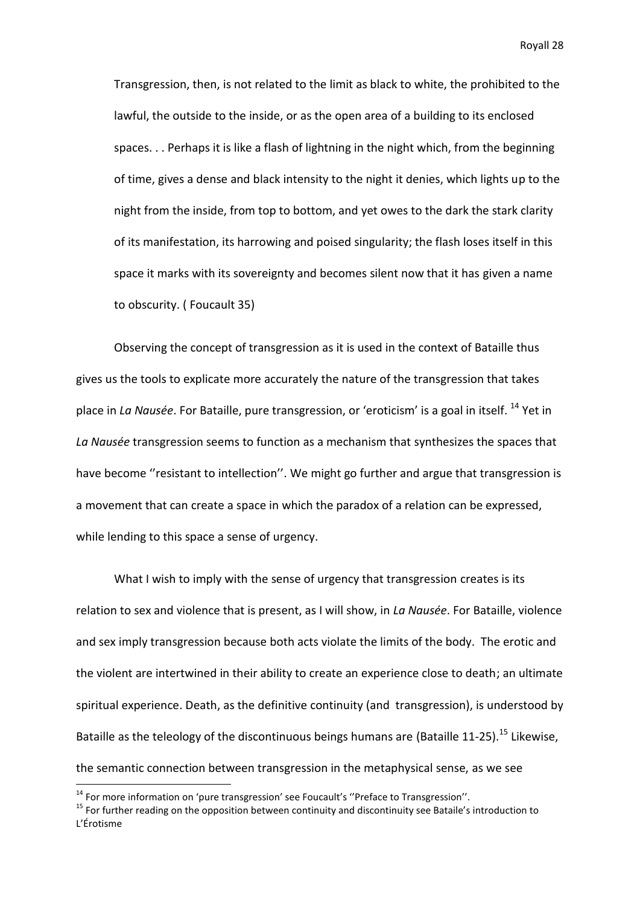> Transgression, then, is not related to the limit as black to white, the prohibited to the lawful, the outside to the inside, or as the open area of a building to its enclosed spaces. . . Perhaps it is like a flash of lightning in the night which, from the beginning of time, gives a dense and black intensity to the night it denies, which lights up to the night from the inside, from top to bottom, and yet owes to the dark the stark clarity of its manifestation, its harrowing and poised singularity; the flash loses itself in this space it marks with its sovereignty and becomes silent now that it has given a name to obscurity. ( Foucault 35)

Observing the concept of transgression as it is used in the context of Bataille thus gives us the tools to explicate more accurately the nature of the transgression that takes place in *La Nausée*. For Bataille, pure transgression, or 'eroticism' is a goal in itself. [14] Yet in *La Nausée* transgression seems to function as a mechanism that synthesizes the spaces that have become ''resistant to intellection''. We might go further and argue that transgression is a movement that can create a space in which the paradox of a relation can be expressed, while lending to this space a sense of urgency.

What I wish to imply with the sense of urgency that transgression creates is its relation to sex and violence that is present, as I will show, in *La Nausée*. For Bataille, violence and sex imply transgression because both acts violate the limits of the body. The erotic and the violent are intertwined in their ability to create an experience close to death; an ultimate spiritual experience. Death, as the definitive continuity (and transgression), is understood by Bataille as the teleology of the discontinuous beings humans are (Bataille 11-25).[15] Likewise, the semantic connection between transgression in the metaphysical sense, as we see

---

[14] For more information on 'pure transgression' see Foucault's ''Preface to Transgression''.

[15] For further reading on the opposition between continuity and discontinuity see Bataile's introduction to L'Érotisme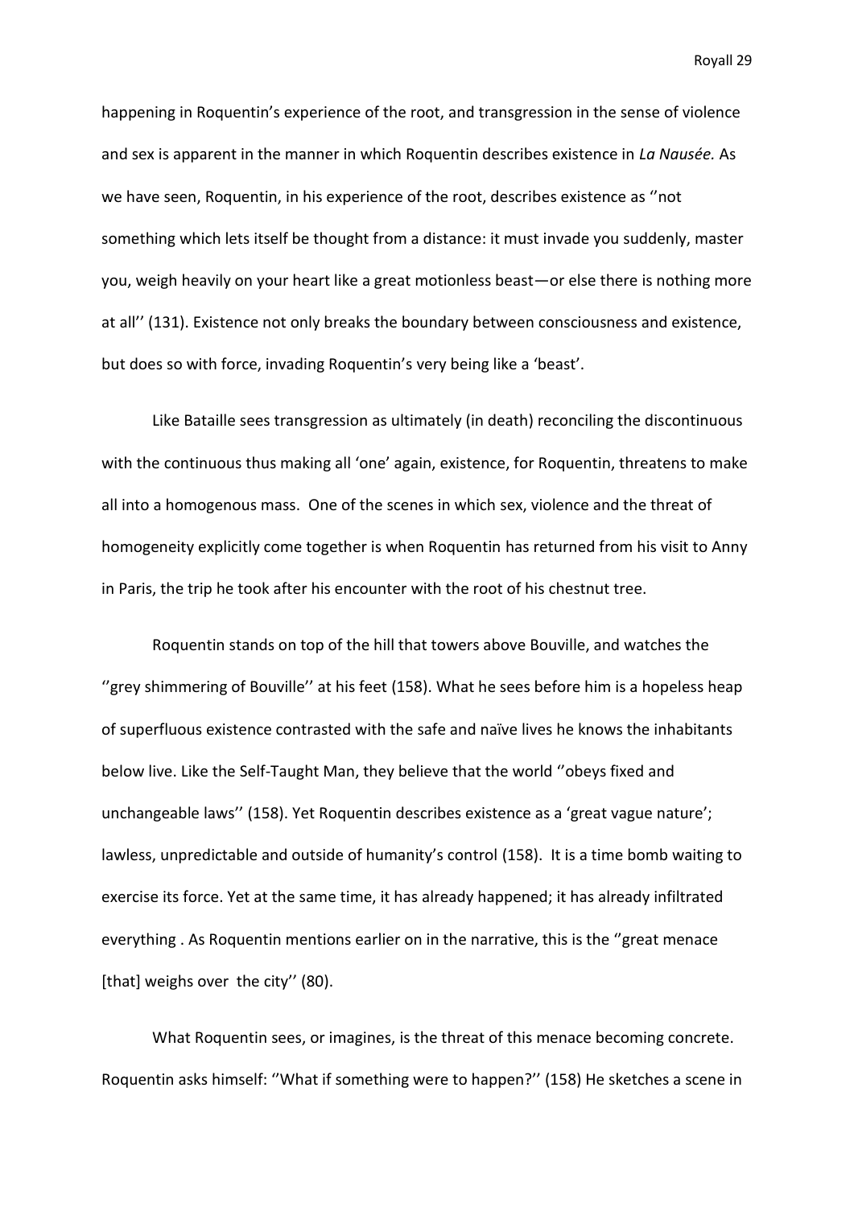happening in Roquentin's experience of the root, and transgression in the sense of violence and sex is apparent in the manner in which Roquentin describes existence in *La Nausée.* As we have seen, Roquentin, in his experience of the root, describes existence as ''not something which lets itself be thought from a distance: it must invade you suddenly, master you, weigh heavily on your heart like a great motionless beast—or else there is nothing more at all'' (131). Existence not only breaks the boundary between consciousness and existence, but does so with force, invading Roquentin's very being like a 'beast'.

Like Bataille sees transgression as ultimately (in death) reconciling the discontinuous with the continuous thus making all 'one' again, existence, for Roquentin, threatens to make all into a homogenous mass. One of the scenes in which sex, violence and the threat of homogeneity explicitly come together is when Roquentin has returned from his visit to Anny in Paris, the trip he took after his encounter with the root of his chestnut tree.

Roquentin stands on top of the hill that towers above Bouville, and watches the ''grey shimmering of Bouville'' at his feet (158). What he sees before him is a hopeless heap of superfluous existence contrasted with the safe and naïve lives he knows the inhabitants below live. Like the Self-Taught Man, they believe that the world ''obeys fixed and unchangeable laws'' (158). Yet Roquentin describes existence as a 'great vague nature'; lawless, unpredictable and outside of humanity's control (158). It is a time bomb waiting to exercise its force. Yet at the same time, it has already happened; it has already infiltrated everything . As Roquentin mentions earlier on in the narrative, this is the ''great menace [that] weighs over the city'' (80).

What Roquentin sees, or imagines, is the threat of this menace becoming concrete. Roquentin asks himself: ''What if something were to happen?'' (158) He sketches a scene in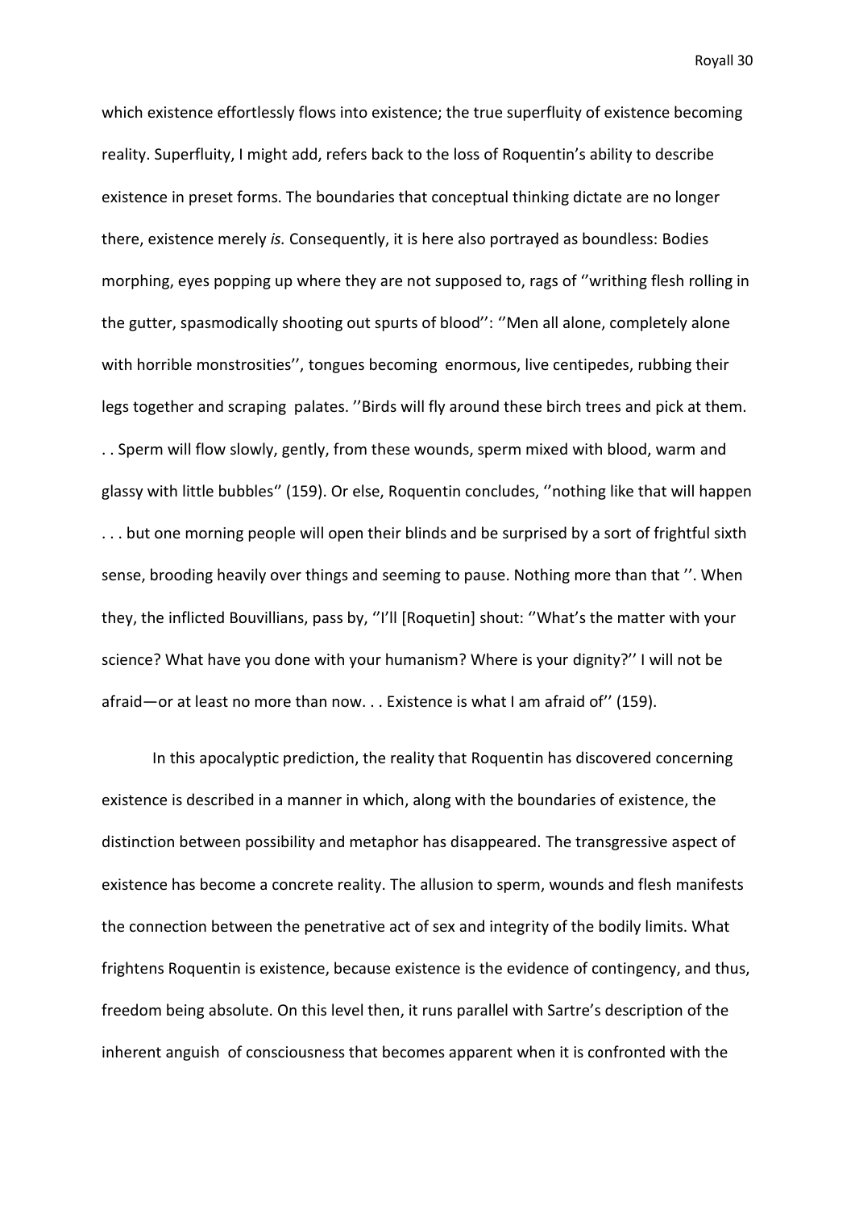which existence effortlessly flows into existence; the true superfluity of existence becoming reality. Superfluity, I might add, refers back to the loss of Roquentin's ability to describe existence in preset forms. The boundaries that conceptual thinking dictate are no longer there, existence merely *is.* Consequently, it is here also portrayed as boundless: Bodies morphing, eyes popping up where they are not supposed to, rags of ''writhing flesh rolling in the gutter, spasmodically shooting out spurts of blood'': ''Men all alone, completely alone with horrible monstrosities'', tongues becoming enormous, live centipedes, rubbing their legs together and scraping palates. ''Birds will fly around these birch trees and pick at them. . . Sperm will flow slowly, gently, from these wounds, sperm mixed with blood, warm and glassy with little bubbles'' (159). Or else, Roquentin concludes, ''nothing like that will happen . . . but one morning people will open their blinds and be surprised by a sort of frightful sixth sense, brooding heavily over things and seeming to pause. Nothing more than that ''. When they, the inflicted Bouvillians, pass by, ''I'll [Roquetin] shout: ''What's the matter with your science? What have you done with your humanism? Where is your dignity?'' I will not be afraid—or at least no more than now. . . Existence is what I am afraid of'' (159).

In this apocalyptic prediction, the reality that Roquentin has discovered concerning existence is described in a manner in which, along with the boundaries of existence, the distinction between possibility and metaphor has disappeared. The transgressive aspect of existence has become a concrete reality. The allusion to sperm, wounds and flesh manifests the connection between the penetrative act of sex and integrity of the bodily limits. What frightens Roquentin is existence, because existence is the evidence of contingency, and thus, freedom being absolute. On this level then, it runs parallel with Sartre's description of the inherent anguish of consciousness that becomes apparent when it is confronted with the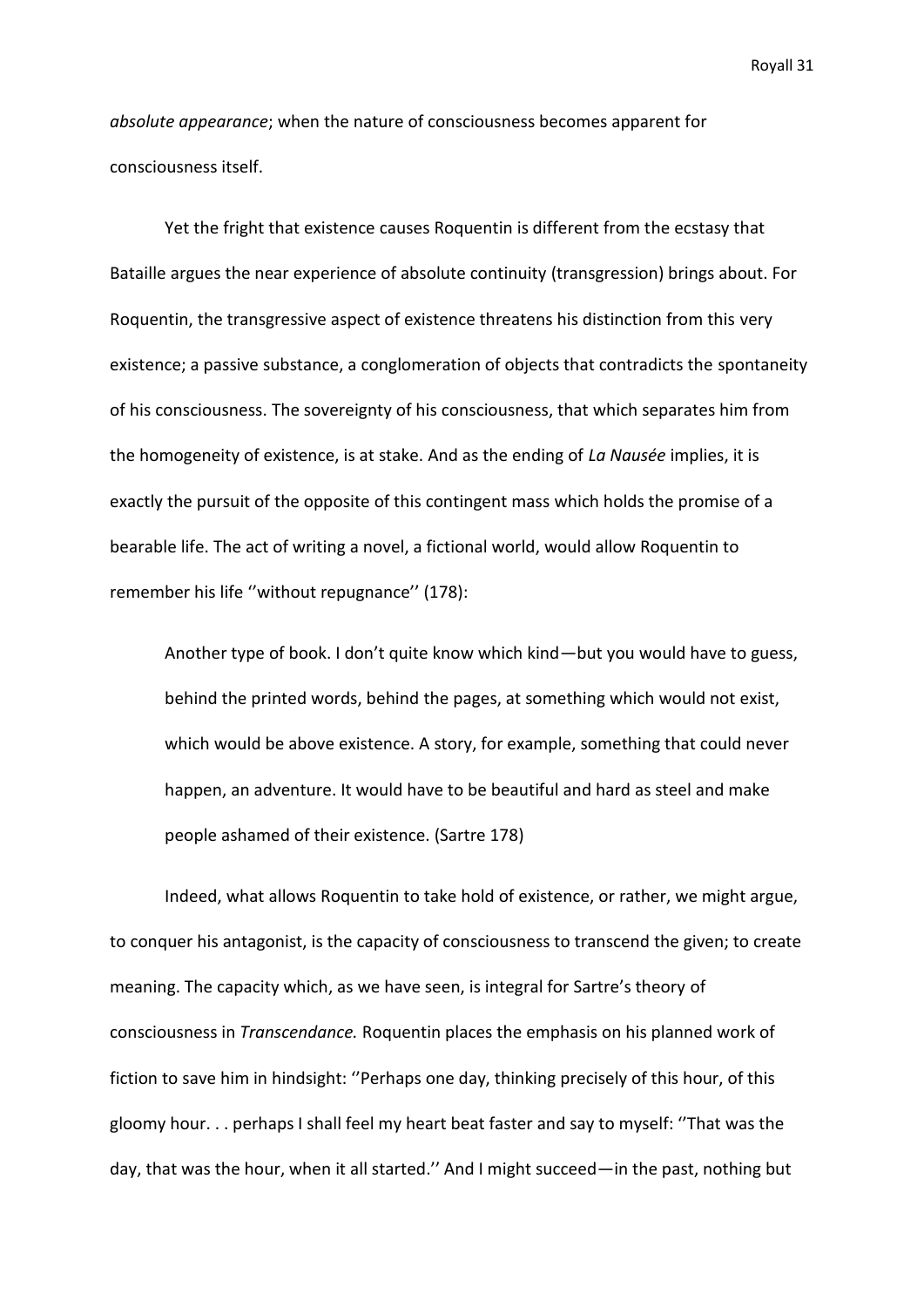*absolute appearance*; when the nature of consciousness becomes apparent for consciousness itself.

Yet the fright that existence causes Roquentin is different from the ecstasy that Bataille argues the near experience of absolute continuity (transgression) brings about. For Roquentin, the transgressive aspect of existence threatens his distinction from this very existence; a passive substance, a conglomeration of objects that contradicts the spontaneity of his consciousness. The sovereignty of his consciousness, that which separates him from the homogeneity of existence, is at stake. And as the ending of *La Nausée* implies, it is exactly the pursuit of the opposite of this contingent mass which holds the promise of a bearable life. The act of writing a novel, a fictional world, would allow Roquentin to remember his life ''without repugnance'' (178):

> Another type of book. I don't quite know which kind—but you would have to guess, behind the printed words, behind the pages, at something which would not exist, which would be above existence. A story, for example, something that could never happen, an adventure. It would have to be beautiful and hard as steel and make people ashamed of their existence. (Sartre 178)

Indeed, what allows Roquentin to take hold of existence, or rather, we might argue, to conquer his antagonist, is the capacity of consciousness to transcend the given; to create meaning. The capacity which, as we have seen, is integral for Sartre's theory of consciousness in *Transcendance.* Roquentin places the emphasis on his planned work of fiction to save him in hindsight: ''Perhaps one day, thinking precisely of this hour, of this gloomy hour. . . perhaps I shall feel my heart beat faster and say to myself: ''That was the day, that was the hour, when it all started.'' And I might succeed—in the past, nothing but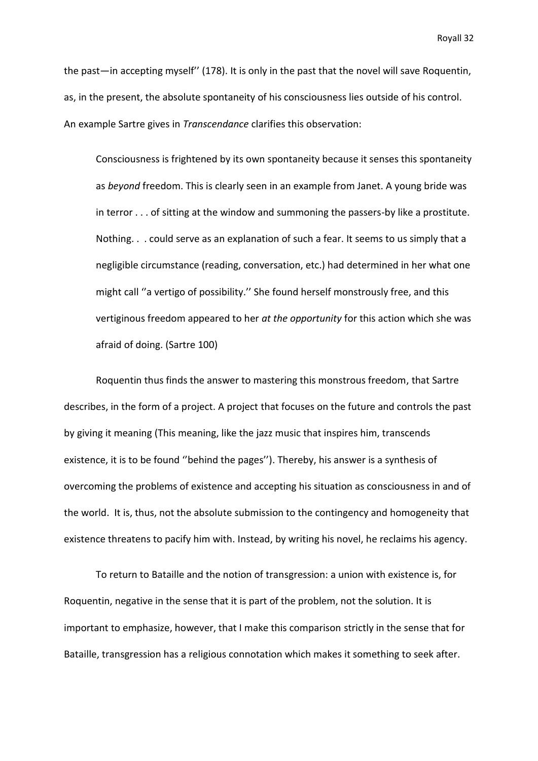the past—in accepting myself'' (178). It is only in the past that the novel will save Roquentin, as, in the present, the absolute spontaneity of his consciousness lies outside of his control. An example Sartre gives in *Transcendance* clarifies this observation:

> Consciousness is frightened by its own spontaneity because it senses this spontaneity as *beyond* freedom. This is clearly seen in an example from Janet. A young bride was in terror . . . of sitting at the window and summoning the passers-by like a prostitute. Nothing. . . could serve as an explanation of such a fear. It seems to us simply that a negligible circumstance (reading, conversation, etc.) had determined in her what one might call ''a vertigo of possibility.'' She found herself monstrously free, and this vertiginous freedom appeared to her *at the opportunity* for this action which she was afraid of doing. (Sartre 100)

Roquentin thus finds the answer to mastering this monstrous freedom, that Sartre describes, in the form of a project. A project that focuses on the future and controls the past by giving it meaning (This meaning, like the jazz music that inspires him, transcends existence, it is to be found ''behind the pages''). Thereby, his answer is a synthesis of overcoming the problems of existence and accepting his situation as consciousness in and of the world. It is, thus, not the absolute submission to the contingency and homogeneity that existence threatens to pacify him with. Instead, by writing his novel, he reclaims his agency.

To return to Bataille and the notion of transgression: a union with existence is, for Roquentin, negative in the sense that it is part of the problem, not the solution. It is important to emphasize, however, that I make this comparison strictly in the sense that for Bataille, transgression has a religious connotation which makes it something to seek after.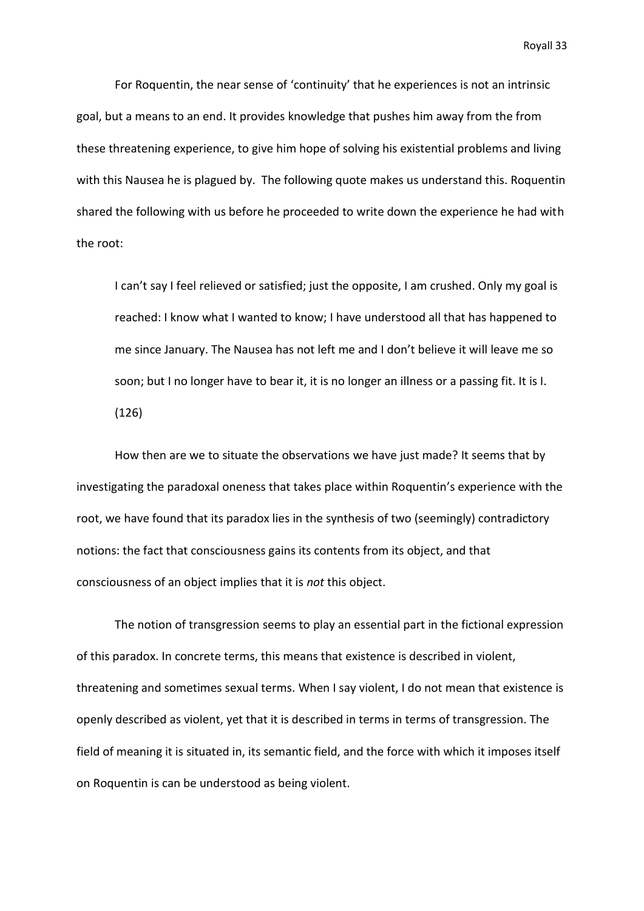For Roquentin, the near sense of 'continuity' that he experiences is not an intrinsic goal, but a means to an end. It provides knowledge that pushes him away from the from these threatening experience, to give him hope of solving his existential problems and living with this Nausea he is plagued by.  The following quote makes us understand this. Roquentin shared the following with us before he proceeded to write down the experience he had with the root:

> I can't say I feel relieved or satisfied; just the opposite, I am crushed. Only my goal is reached: I know what I wanted to know; I have understood all that has happened to me since January. The Nausea has not left me and I don't believe it will leave me so soon; but I no longer have to bear it, it is no longer an illness or a passing fit. It is I. (126)

How then are we to situate the observations we have just made? It seems that by investigating the paradoxal oneness that takes place within Roquentin's experience with the root, we have found that its paradox lies in the synthesis of two (seemingly) contradictory notions: the fact that consciousness gains its contents from its object, and that consciousness of an object implies that it is *not* this object.

The notion of transgression seems to play an essential part in the fictional expression of this paradox. In concrete terms, this means that existence is described in violent, threatening and sometimes sexual terms. When I say violent, I do not mean that existence is openly described as violent, yet that it is described in terms in terms of transgression. The field of meaning it is situated in, its semantic field, and the force with which it imposes itself on Roquentin is can be understood as being violent.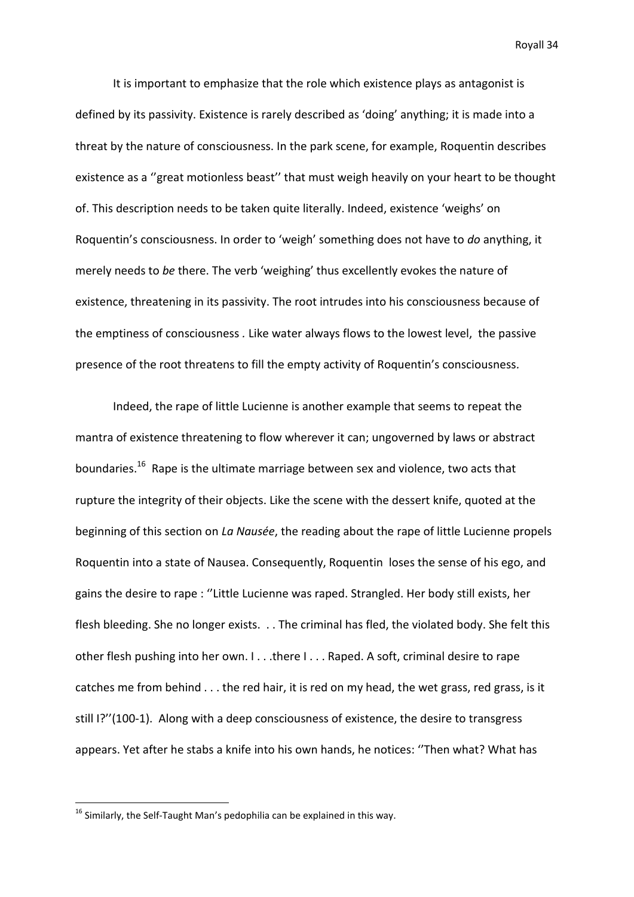It is important to emphasize that the role which existence plays as antagonist is defined by its passivity. Existence is rarely described as 'doing' anything; it is made into a threat by the nature of consciousness. In the park scene, for example, Roquentin describes existence as a ''great motionless beast'' that must weigh heavily on your heart to be thought of. This description needs to be taken quite literally. Indeed, existence 'weighs' on Roquentin's consciousness. In order to 'weigh' something does not have to *do* anything, it merely needs to *be* there. The verb 'weighing' thus excellently evokes the nature of existence, threatening in its passivity. The root intrudes into his consciousness because of the emptiness of consciousness . Like water always flows to the lowest level, the passive presence of the root threatens to fill the empty activity of Roquentin's consciousness.

Indeed, the rape of little Lucienne is another example that seems to repeat the mantra of existence threatening to flow wherever it can; ungoverned by laws or abstract boundaries.[16] Rape is the ultimate marriage between sex and violence, two acts that rupture the integrity of their objects. Like the scene with the dessert knife, quoted at the beginning of this section on *La Nausée*, the reading about the rape of little Lucienne propels Roquentin into a state of Nausea. Consequently, Roquentin loses the sense of his ego, and gains the desire to rape : ''Little Lucienne was raped. Strangled. Her body still exists, her flesh bleeding. She no longer exists. . . The criminal has fled, the violated body. She felt this other flesh pushing into her own. I . . .there I . . . Raped. A soft, criminal desire to rape catches me from behind . . . the red hair, it is red on my head, the wet grass, red grass, is it still I?''(100-1). Along with a deep consciousness of existence, the desire to transgress appears. Yet after he stabs a knife into his own hands, he notices: ''Then what? What has

[16] Similarly, the Self-Taught Man's pedophilia can be explained in this way.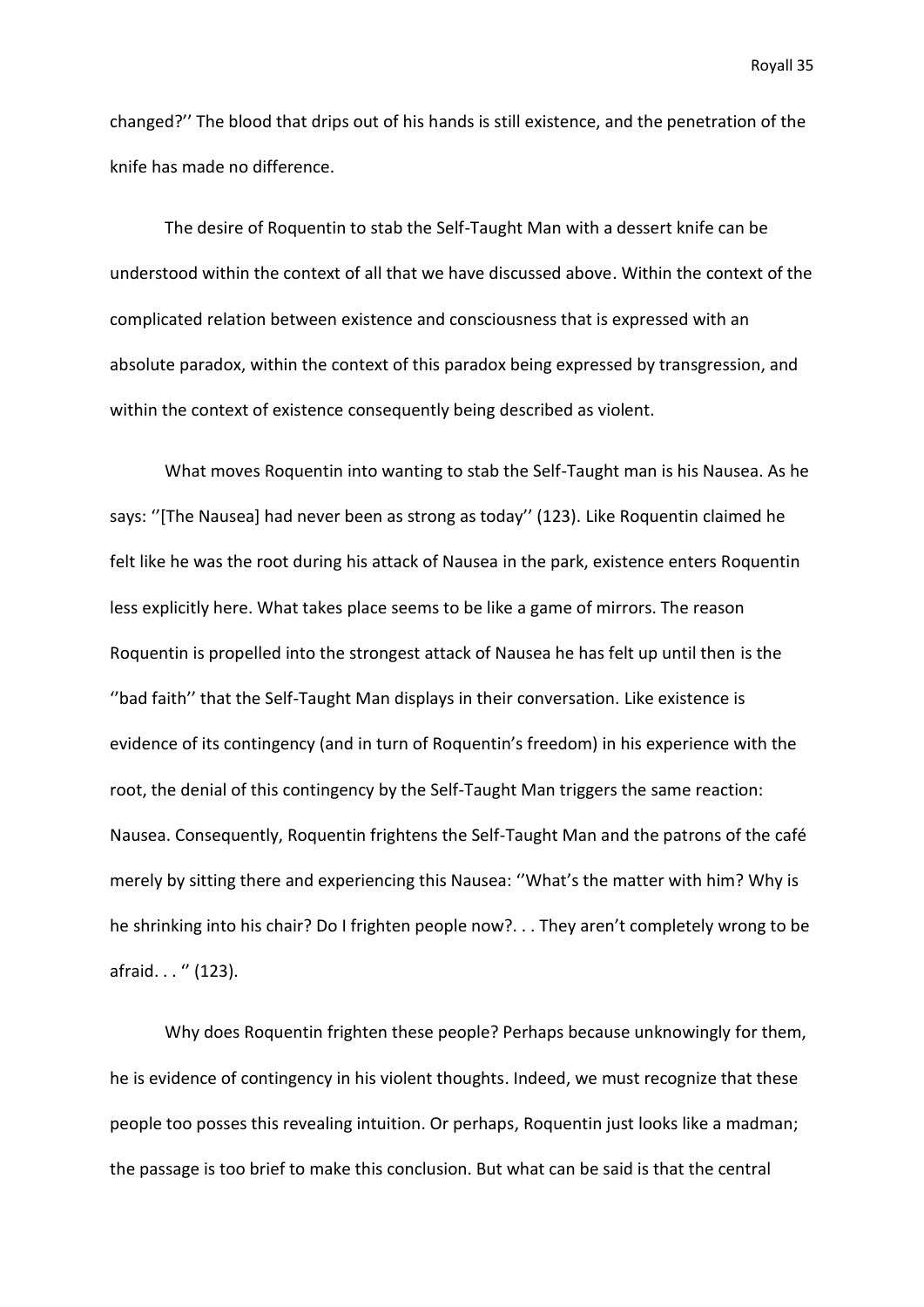changed?'' The blood that drips out of his hands is still existence, and the penetration of the knife has made no difference.

The desire of Roquentin to stab the Self-Taught Man with a dessert knife can be understood within the context of all that we have discussed above. Within the context of the complicated relation between existence and consciousness that is expressed with an absolute paradox, within the context of this paradox being expressed by transgression, and within the context of existence consequently being described as violent.

What moves Roquentin into wanting to stab the Self-Taught man is his Nausea. As he says: ''[The Nausea] had never been as strong as today'' (123). Like Roquentin claimed he felt like he was the root during his attack of Nausea in the park, existence enters Roquentin less explicitly here. What takes place seems to be like a game of mirrors. The reason Roquentin is propelled into the strongest attack of Nausea he has felt up until then is the ''bad faith'' that the Self-Taught Man displays in their conversation. Like existence is evidence of its contingency (and in turn of Roquentin's freedom) in his experience with the root, the denial of this contingency by the Self-Taught Man triggers the same reaction: Nausea. Consequently, Roquentin frightens the Self-Taught Man and the patrons of the café merely by sitting there and experiencing this Nausea: ''What's the matter with him? Why is he shrinking into his chair? Do I frighten people now?. . . They aren't completely wrong to be afraid. . . '' (123).

Why does Roquentin frighten these people? Perhaps because unknowingly for them, he is evidence of contingency in his violent thoughts. Indeed, we must recognize that these people too posses this revealing intuition. Or perhaps, Roquentin just looks like a madman; the passage is too brief to make this conclusion. But what can be said is that the central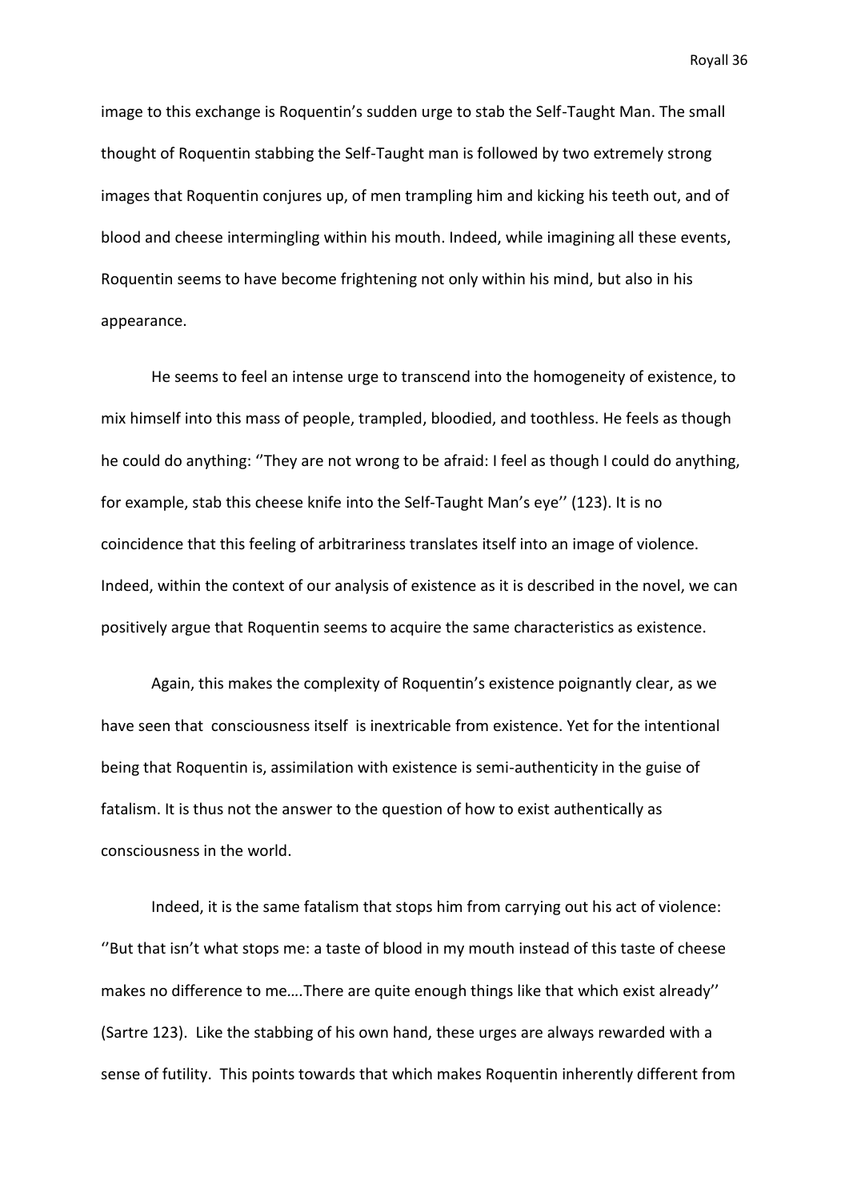image to this exchange is Roquentin's sudden urge to stab the Self-Taught Man. The small thought of Roquentin stabbing the Self-Taught man is followed by two extremely strong images that Roquentin conjures up, of men trampling him and kicking his teeth out, and of blood and cheese intermingling within his mouth. Indeed, while imagining all these events, Roquentin seems to have become frightening not only within his mind, but also in his appearance.

He seems to feel an intense urge to transcend into the homogeneity of existence, to mix himself into this mass of people, trampled, bloodied, and toothless. He feels as though he could do anything: ''They are not wrong to be afraid: I feel as though I could do anything, for example, stab this cheese knife into the Self-Taught Man's eye'' (123). It is no coincidence that this feeling of arbitrariness translates itself into an image of violence. Indeed, within the context of our analysis of existence as it is described in the novel, we can positively argue that Roquentin seems to acquire the same characteristics as existence.

Again, this makes the complexity of Roquentin's existence poignantly clear, as we have seen that consciousness itself is inextricable from existence. Yet for the intentional being that Roquentin is, assimilation with existence is semi-authenticity in the guise of fatalism. It is thus not the answer to the question of how to exist authentically as consciousness in the world.

Indeed, it is the same fatalism that stops him from carrying out his act of violence: ''But that isn't what stops me: a taste of blood in my mouth instead of this taste of cheese makes no difference to me….There are quite enough things like that which exist already'' (Sartre 123). Like the stabbing of his own hand, these urges are always rewarded with a sense of futility. This points towards that which makes Roquentin inherently different from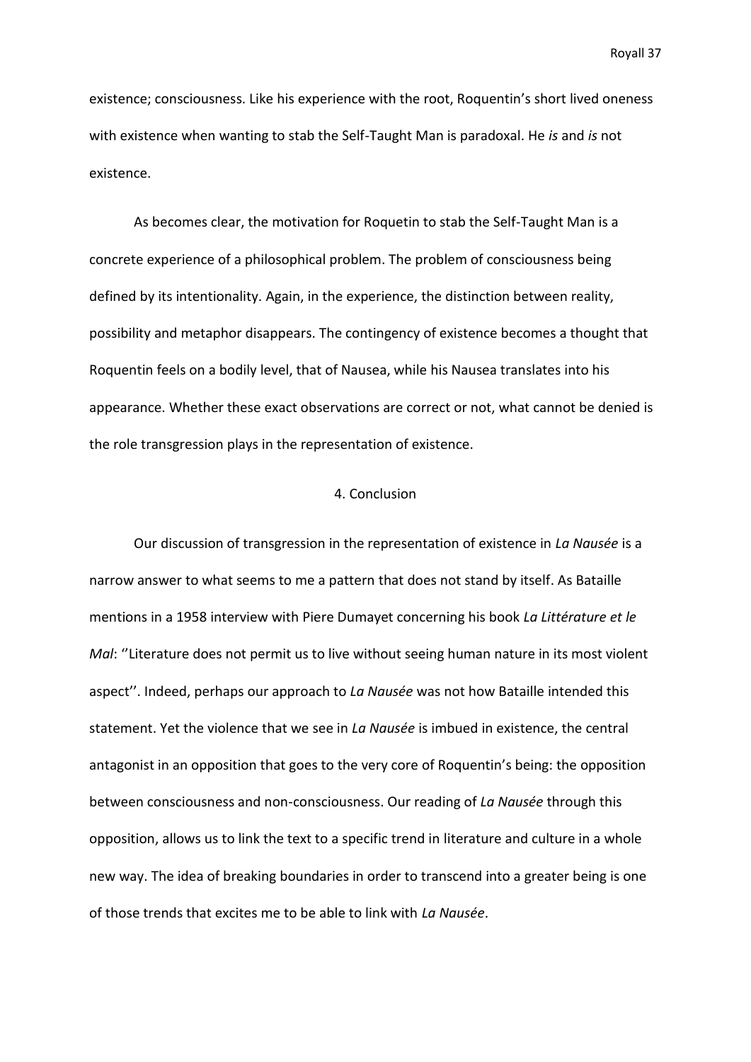existence; consciousness. Like his experience with the root, Roquentin's short lived oneness with existence when wanting to stab the Self-Taught Man is paradoxal. He *is* and *is* not existence.

As becomes clear, the motivation for Roqu​etin to stab the Self-Taught Man is a concrete experience of a philosophical problem. The problem of consciousness being defined by its intentionality. Again, in the experience, the distinction between reality, possibility and metaphor disappears. The contingency of existence becomes a thought that Roquentin feels on a bodily level, that of Nausea, while his Nausea translates into his appearance. Whether these exact observations are correct or not, what cannot be denied is the role transgression plays in the representation of existence.

## 4. Conclusion

Our discussion of transgression in the representation of existence in *La Nausée* is a narrow answer to what seems to me a pattern that does not stand by itself. As Bataille mentions in a 1958 interview with Piere Dumayet concerning his book *La Littérature et le Mal*: ''Literature does not permit us to live without seeing human nature in its most violent aspect''. Indeed, perhaps our approach to *La Nausée* was not how Bataille intended this statement. Yet the violence that we see in *La Nausée* is imbued in existence, the central antagonist in an opposition that goes to the very core of Roquentin's being: the opposition between consciousness and non-consciousness. Our reading of *La Nausée* through this opposition, allows us to link the text to a specific trend in literature and culture in a whole new way. The idea of breaking boundaries in order to transcend into a greater being is one of those trends that excites me to be able to link with *La Nausée*.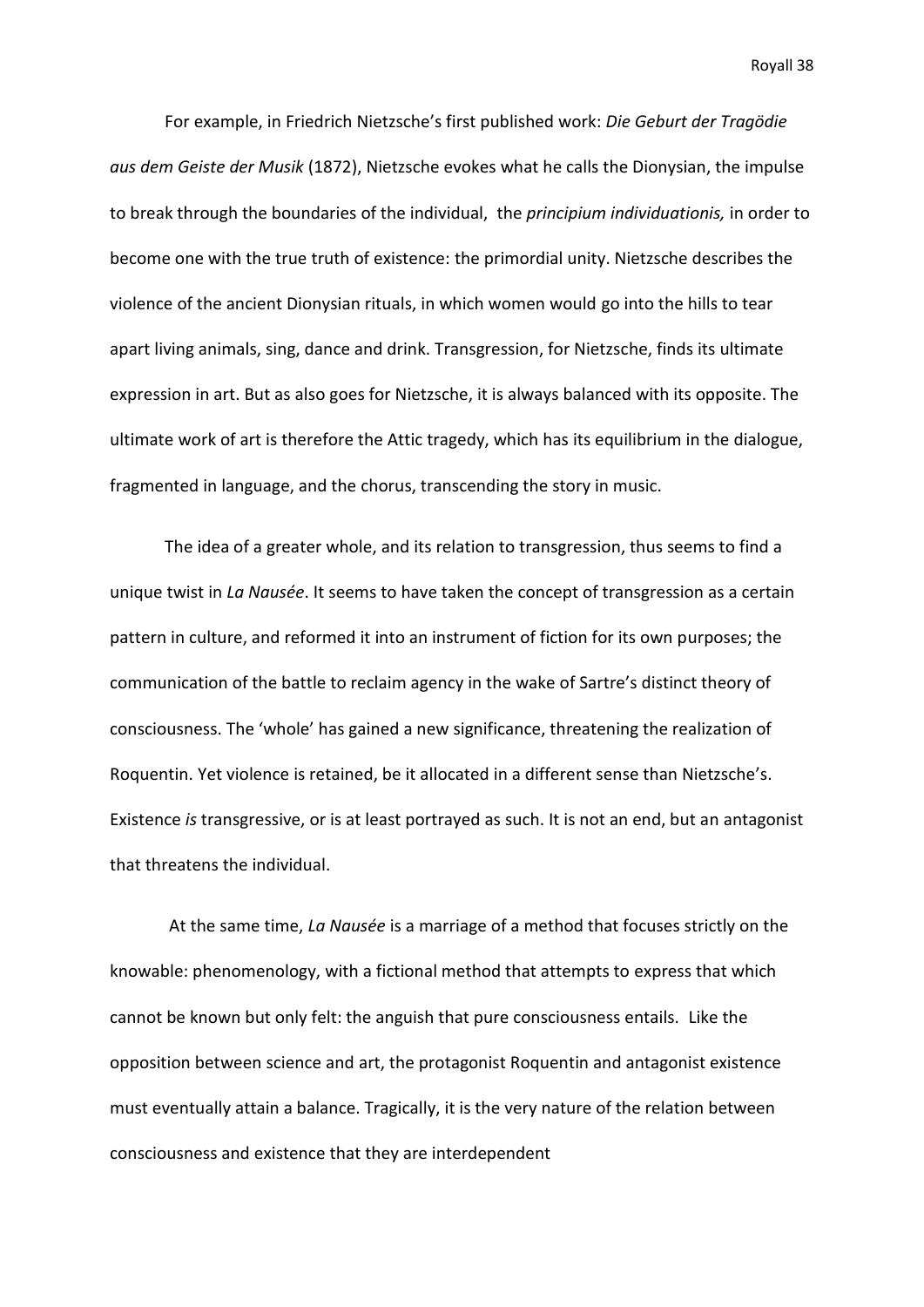For example, in Friedrich Nietzsche's first published work: *Die Geburt der Tragödie aus dem Geiste der Musik* (1872), Nietzsche evokes what he calls the Dionysian, the impulse to break through the boundaries of the individual, the *principium individuationis,* in order to become one with the true truth of existence: the primordial unity. Nietzsche describes the violence of the ancient Dionysian rituals, in which women would go into the hills to tear apart living animals, sing, dance and drink. Transgression, for Nietzsche, finds its ultimate expression in art. But as also goes for Nietzsche, it is always balanced with its opposite. The ultimate work of art is therefore the Attic tragedy, which has its equilibrium in the dialogue, fragmented in language, and the chorus, transcending the story in music.

The idea of a greater whole, and its relation to transgression, thus seems to find a unique twist in *La Nausée*. It seems to have taken the concept of transgression as a certain pattern in culture, and reformed it into an instrument of fiction for its own purposes; the communication of the battle to reclaim agency in the wake of Sartre's distinct theory of consciousness. The 'whole' has gained a new significance, threatening the realization of Roquentin. Yet violence is retained, be it allocated in a different sense than Nietzsche's. Existence *is* transgressive, or is at least portrayed as such. It is not an end, but an antagonist that threatens the individual.

At the same time, *La Nausée* is a marriage of a method that focuses strictly on the knowable: phenomenology, with a fictional method that attempts to express that which cannot be known but only felt: the anguish that pure consciousness entails. Like the opposition between science and art, the protagonist Roquentin and antagonist existence must eventually attain a balance. Tragically, it is the very nature of the relation between consciousness and existence that they are interdependent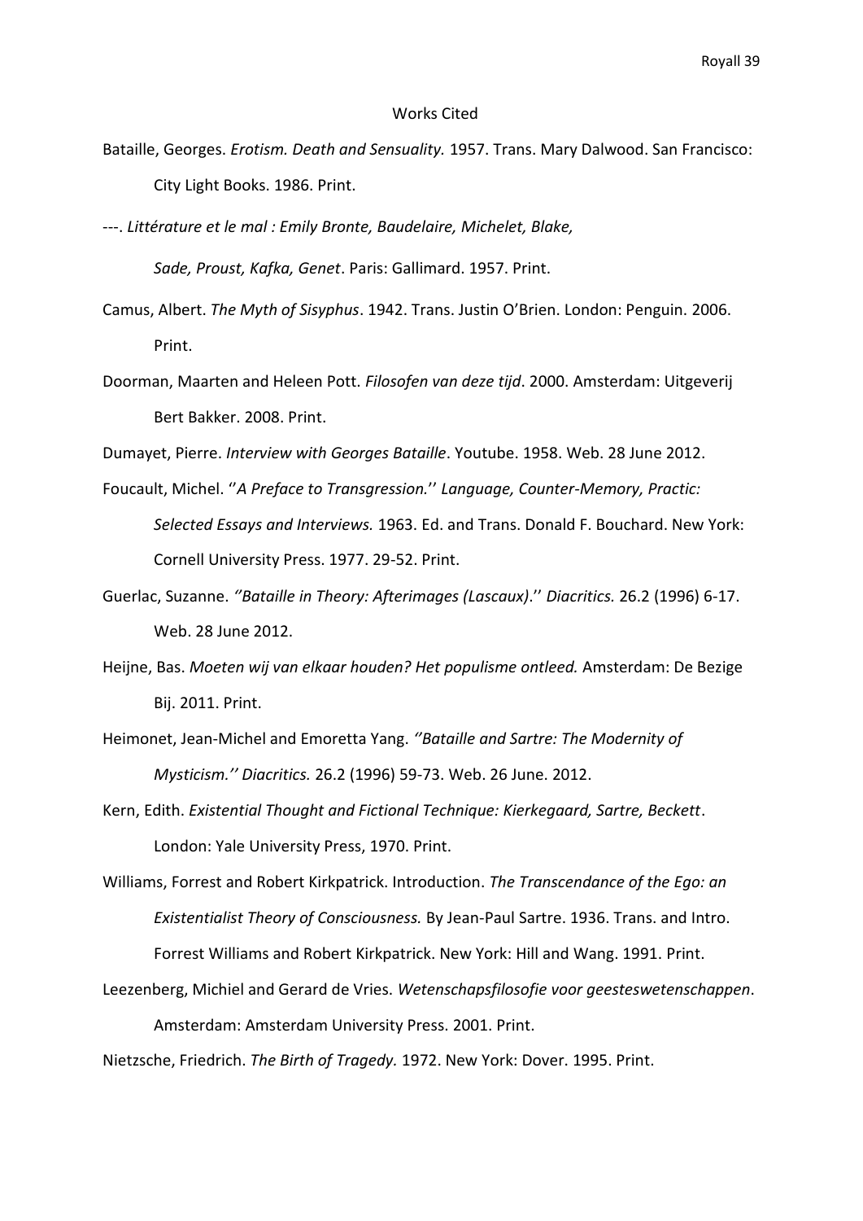# Works Cited

Bataille, Georges. *Erotism. Death and Sensuality.* 1957. Trans. Mary Dalwood. San Francisco: City Light Books. 1986. Print.

---. *Littérature et le mal : Emily Bronte, Baudelaire, Michelet, Blake, Sade, Proust, Kafka, Genet*. Paris: Gallimard. 1957. Print.

Camus, Albert. *The Myth of Sisyphus*. 1942. Trans. Justin O'Brien. London: Penguin. 2006. Print.

Doorman, Maarten and Heleen Pott. *Filosofen van deze tijd*. 2000. Amsterdam: Uitgeverij Bert Bakker. 2008. Print.

Dumayet, Pierre. *Interview with Georges Bataille*. Youtube. 1958. Web. 28 June 2012.

Foucault, Michel. ''*A Preface to Transgression.*'' *Language, Counter-Memory, Practic: Selected Essays and Interviews.* 1963. Ed. and Trans. Donald F. Bouchard. New York: Cornell University Press. 1977. 29-52. Print.

Guerlac, Suzanne. *''Bataille in Theory: Afterimages (Lascaux)*.'' *Diacritics.* 26.2 (1996) 6-17. Web. 28 June 2012.

Heijne, Bas. *Moeten wij van elkaar houden? Het populisme ontleed.* Amsterdam: De Bezige Bij. 2011. Print.

Heimonet, Jean-Michel and Emoretta Yang. *''Bataille and Sartre: The Modernity of Mysticism.'' Diacritics.* 26.2 (1996) 59-73. Web. 26 June. 2012.

Kern, Edith. *Existential Thought and Fictional Technique: Kierkegaard, Sartre, Beckett*. London: Yale University Press, 1970. Print.

Williams, Forrest and Robert Kirkpatrick. Introduction. *The Transcendance of the Ego: an Existentialist Theory of Consciousness.* By Jean-Paul Sartre. 1936. Trans. and Intro. Forrest Williams and Robert Kirkpatrick. New York: Hill and Wang. 1991. Print.

Leezenberg, Michiel and Gerard de Vries. *Wetenschapsfilosofie voor geesteswetenschappen*. Amsterdam: Amsterdam University Press. 2001. Print.

Nietzsche, Friedrich. *The Birth of Tragedy.* 1972. New York: Dover. 1995. Print.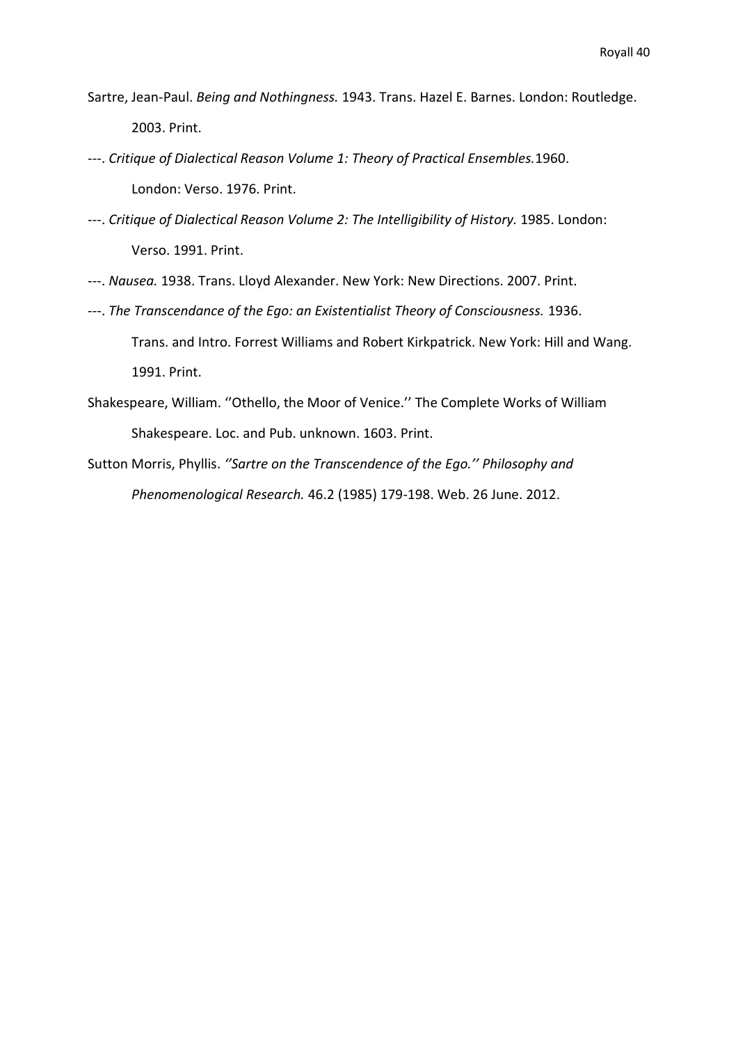Sartre, Jean-Paul. *Being and Nothingness.* 1943. Trans. Hazel E. Barnes. London: Routledge. 2003. Print.

---. *Critique of Dialectical Reason Volume 1: Theory of Practical Ensembles.*1960. London: Verso. 1976. Print.

---. *Critique of Dialectical Reason Volume 2: The Intelligibility of History.* 1985. London: Verso. 1991. Print.

---. *Nausea.* 1938. Trans. Lloyd Alexander. New York: New Directions. 2007. Print.

---. *The Transcendance of the Ego: an Existentialist Theory of Consciousness.* 1936. Trans. and Intro. Forrest Williams and Robert Kirkpatrick. New York: Hill and Wang. 1991. Print.

Shakespeare, William. ''Othello, the Moor of Venice.'' The Complete Works of William Shakespeare. Loc. and Pub. unknown. 1603. Print.

Sutton Morris, Phyllis. *''Sartre on the Transcendence of the Ego.'' Philosophy and Phenomenological Research.* 46.2 (1985) 179-198. Web. 26 June. 2012.